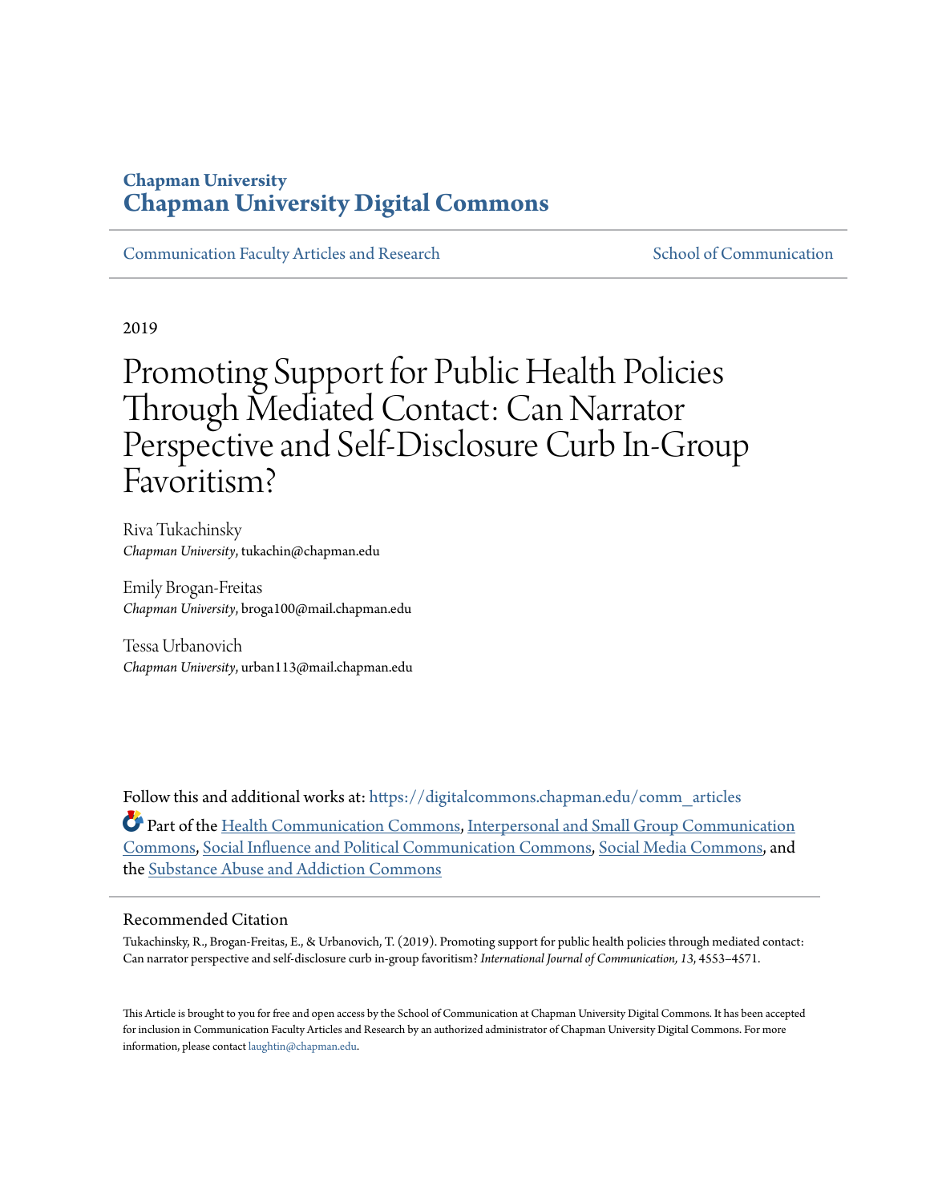# Chapman University
# Chapman University Digital Commons

Communication Faculty Articles and Research | School of Communication

2019

# Promoting Support for Public Health Policies Through Mediated Contact: Can Narrator Perspective and Self-Disclosure Curb In-Group Favoritism?

Riva Tukachinsky
*Chapman University*, tukachin@chapman.edu

Emily Brogan-Freitas
*Chapman University*, broga100@mail.chapman.edu

Tessa Urbanovich
*Chapman University*, urban113@mail.chapman.edu

Follow this and additional works at: https://digitalcommons.chapman.edu/comm_articles

Part of the Health Communication Commons, Interpersonal and Small Group Communication Commons, Social Influence and Political Communication Commons, Social Media Commons, and the Substance Abuse and Addiction Commons

## Recommended Citation

Tukachinsky, R., Brogan-Freitas, E., & Urbanovich, T. (2019). Promoting support for public health policies through mediated contact: Can narrator perspective and self-disclosure curb in-group favoritism? *International Journal of Communication, 13*, 4553–4571.

This Article is brought to you for free and open access by the School of Communication at Chapman University Digital Commons. It has been accepted for inclusion in Communication Faculty Articles and Research by an authorized administrator of Chapman University Digital Commons. For more information, please contact laughtin@chapman.edu.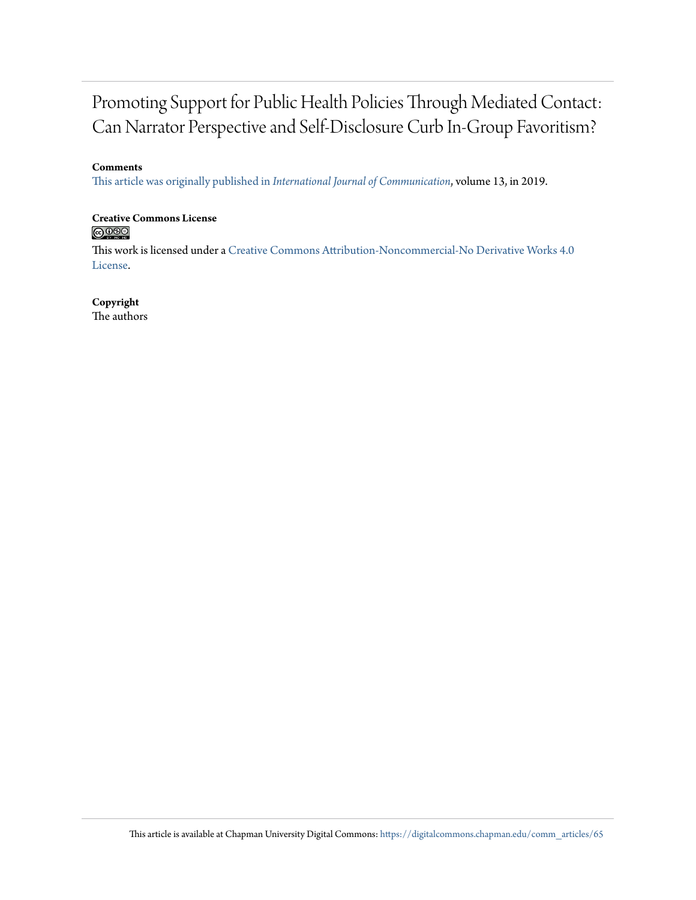# Promoting Support for Public Health Policies Through Mediated Contact: Can Narrator Perspective and Self-Disclosure Curb In-Group Favoritism?

**Comments**

This article was originally published in *International Journal of Communication*, volume 13, in 2019.

**Creative Commons License**

This work is licensed under a Creative Commons Attribution-Noncommercial-No Derivative Works 4.0 License.

**Copyright**

The authors

This article is available at Chapman University Digital Commons: https://digitalcommons.chapman.edu/comm_articles/65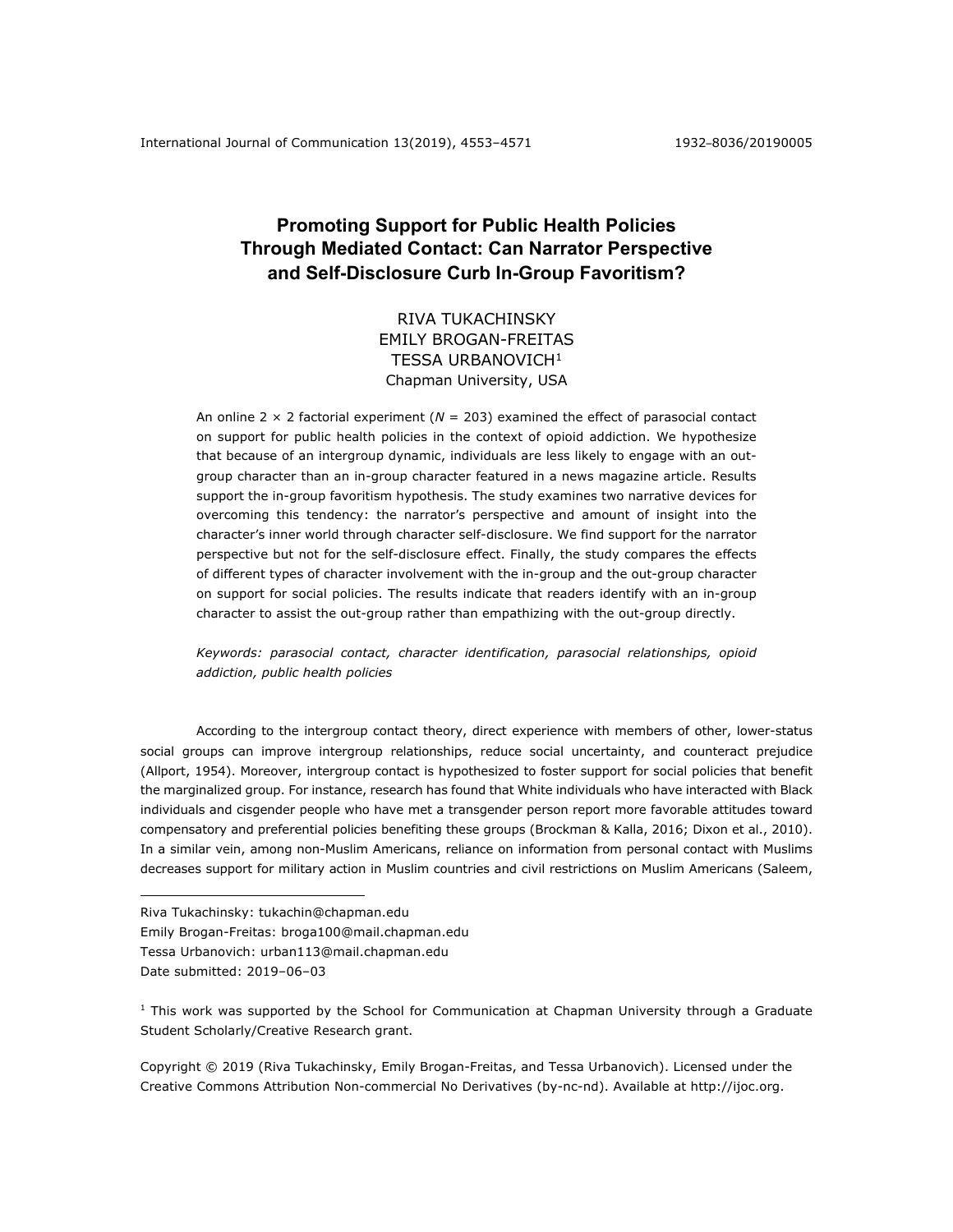# Promoting Support for Public Health Policies Through Mediated Contact: Can Narrator Perspective and Self-Disclosure Curb In-Group Favoritism?

RIVA TUKACHINSKY
EMILY BROGAN-FREITAS
TESSA URBANOVICH[1]
Chapman University, USA

An online 2 × 2 factorial experiment (*N* = 203) examined the effect of parasocial contact on support for public health policies in the context of opioid addiction. We hypothesize that because of an intergroup dynamic, individuals are less likely to engage with an out-group character than an in-group character featured in a news magazine article. Results support the in-group favoritism hypothesis. The study examines two narrative devices for overcoming this tendency: the narrator's perspective and amount of insight into the character's inner world through character self-disclosure. We find support for the narrator perspective but not for the self-disclosure effect. Finally, the study compares the effects of different types of character involvement with the in-group and the out-group character on support for social policies. The results indicate that readers identify with an in-group character to assist the out-group rather than empathizing with the out-group directly.

*Keywords: parasocial contact, character identification, parasocial relationships, opioid addiction, public health policies*

According to the intergroup contact theory, direct experience with members of other, lower-status social groups can improve intergroup relationships, reduce social uncertainty, and counteract prejudice (Allport, 1954). Moreover, intergroup contact is hypothesized to foster support for social policies that benefit the marginalized group. For instance, research has found that White individuals who have interacted with Black individuals and cisgender people who have met a transgender person report more favorable attitudes toward compensatory and preferential policies benefiting these groups (Brockman & Kalla, 2016; Dixon et al., 2010). In a similar vein, among non-Muslim Americans, reliance on information from personal contact with Muslims decreases support for military action in Muslim countries and civil restrictions on Muslim Americans (Saleem,

Riva Tukachinsky: tukachin@chapman.edu
Emily Brogan-Freitas: broga100@mail.chapman.edu
Tessa Urbanovich: urban113@mail.chapman.edu
Date submitted: 2019–06–03

[1] This work was supported by the School for Communication at Chapman University through a Graduate Student Scholarly/Creative Research grant.

Copyright © 2019 (Riva Tukachinsky, Emily Brogan-Freitas, and Tessa Urbanovich). Licensed under the Creative Commons Attribution Non-commercial No Derivatives (by-nc-nd). Available at http://ijoc.org.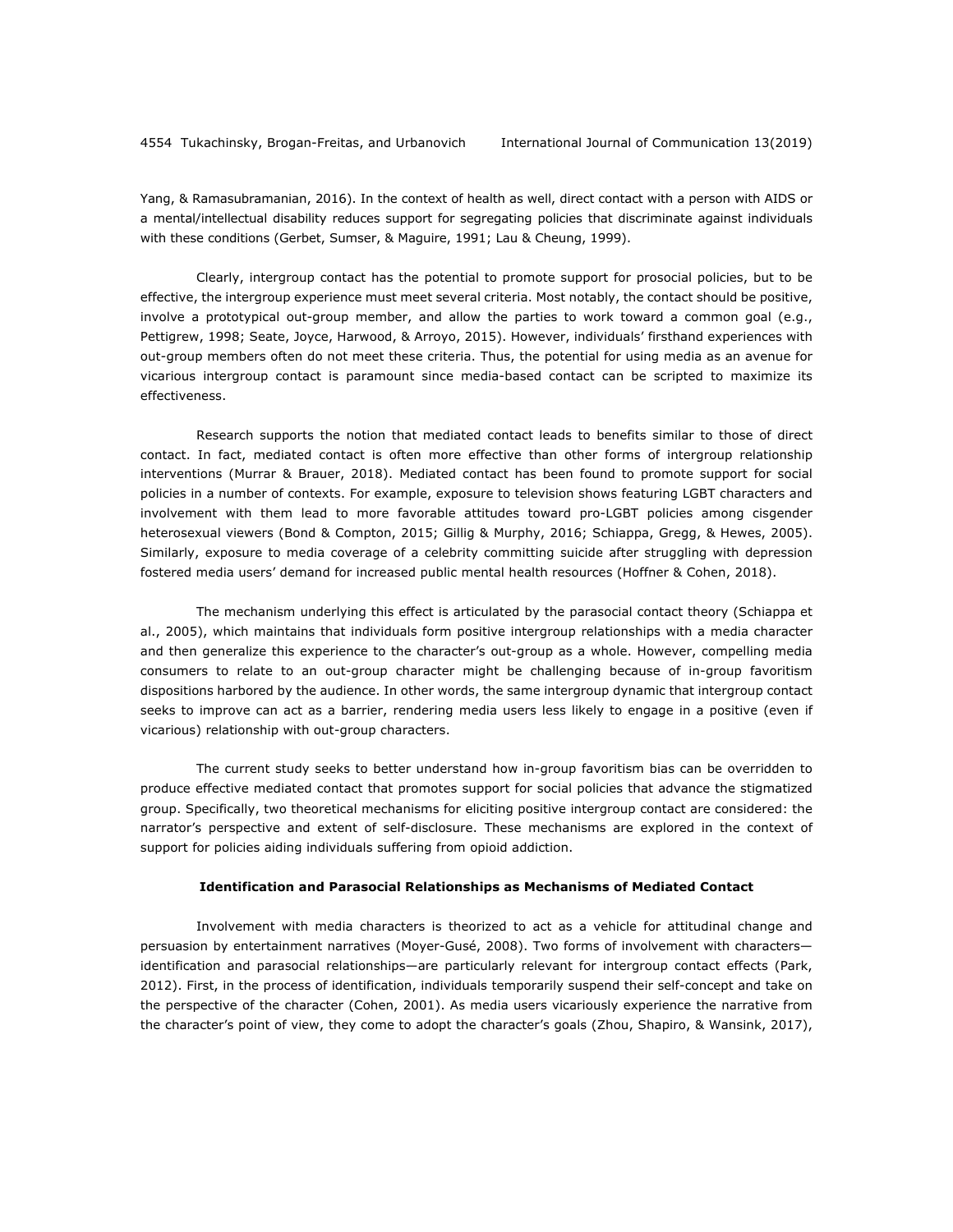Yang, & Ramasubramanian, 2016). In the context of health as well, direct contact with a person with AIDS or a mental/intellectual disability reduces support for segregating policies that discriminate against individuals with these conditions (Gerbet, Sumser, & Maguire, 1991; Lau & Cheung, 1999).

Clearly, intergroup contact has the potential to promote support for prosocial policies, but to be effective, the intergroup experience must meet several criteria. Most notably, the contact should be positive, involve a prototypical out-group member, and allow the parties to work toward a common goal (e.g., Pettigrew, 1998; Seate, Joyce, Harwood, & Arroyo, 2015). However, individuals' firsthand experiences with out-group members often do not meet these criteria. Thus, the potential for using media as an avenue for vicarious intergroup contact is paramount since media-based contact can be scripted to maximize its effectiveness.

Research supports the notion that mediated contact leads to benefits similar to those of direct contact. In fact, mediated contact is often more effective than other forms of intergroup relationship interventions (Murrar & Brauer, 2018). Mediated contact has been found to promote support for social policies in a number of contexts. For example, exposure to television shows featuring LGBT characters and involvement with them lead to more favorable attitudes toward pro-LGBT policies among cisgender heterosexual viewers (Bond & Compton, 2015; Gillig & Murphy, 2016; Schiappa, Gregg, & Hewes, 2005). Similarly, exposure to media coverage of a celebrity committing suicide after struggling with depression fostered media users' demand for increased public mental health resources (Hoffner & Cohen, 2018).

The mechanism underlying this effect is articulated by the parasocial contact theory (Schiappa et al., 2005), which maintains that individuals form positive intergroup relationships with a media character and then generalize this experience to the character's out-group as a whole. However, compelling media consumers to relate to an out-group character might be challenging because of in-group favoritism dispositions harbored by the audience. In other words, the same intergroup dynamic that intergroup contact seeks to improve can act as a barrier, rendering media users less likely to engage in a positive (even if vicarious) relationship with out-group characters.

The current study seeks to better understand how in-group favoritism bias can be overridden to produce effective mediated contact that promotes support for social policies that advance the stigmatized group. Specifically, two theoretical mechanisms for eliciting positive intergroup contact are considered: the narrator's perspective and extent of self-disclosure. These mechanisms are explored in the context of support for policies aiding individuals suffering from opioid addiction.

## Identification and Parasocial Relationships as Mechanisms of Mediated Contact

Involvement with media characters is theorized to act as a vehicle for attitudinal change and persuasion by entertainment narratives (Moyer-Gusé, 2008). Two forms of involvement with characters—identification and parasocial relationships—are particularly relevant for intergroup contact effects (Park, 2012). First, in the process of identification, individuals temporarily suspend their self-concept and take on the perspective of the character (Cohen, 2001). As media users vicariously experience the narrative from the character's point of view, they come to adopt the character's goals (Zhou, Shapiro, & Wansink, 2017),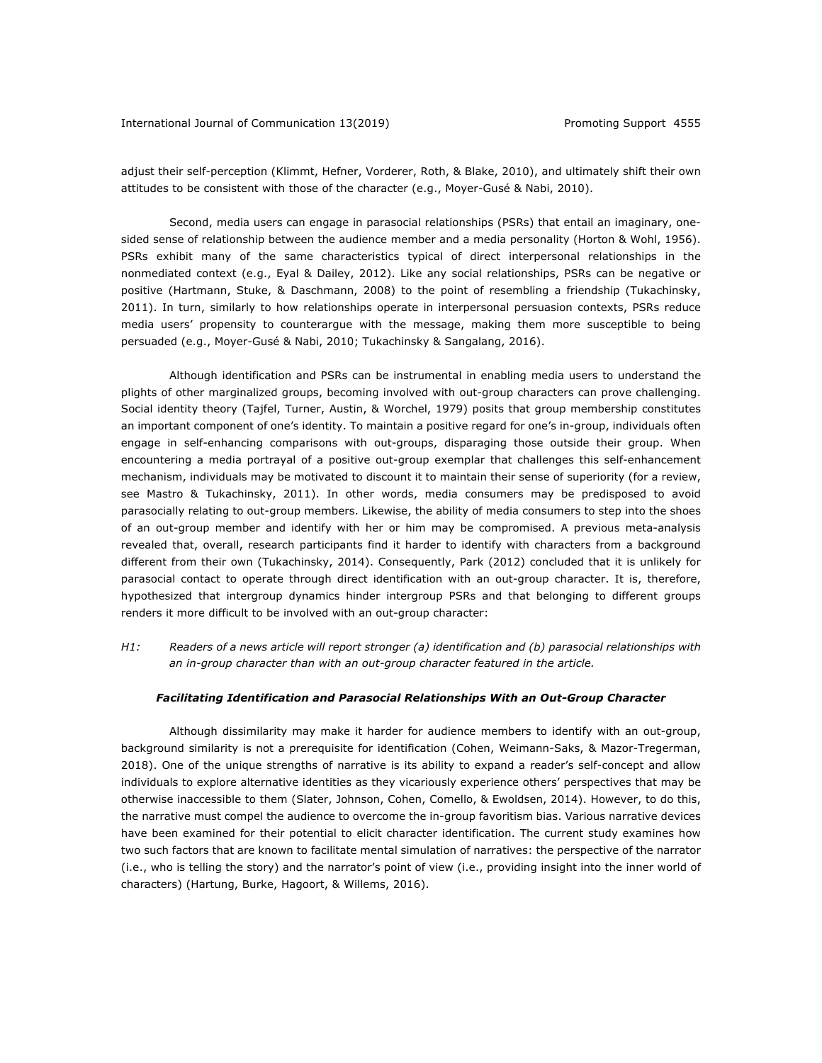adjust their self-perception (Klimmt, Hefner, Vorderer, Roth, & Blake, 2010), and ultimately shift their own attitudes to be consistent with those of the character (e.g., Moyer-Gusé & Nabi, 2010).

Second, media users can engage in parasocial relationships (PSRs) that entail an imaginary, one-sided sense of relationship between the audience member and a media personality (Horton & Wohl, 1956). PSRs exhibit many of the same characteristics typical of direct interpersonal relationships in the nonmediated context (e.g., Eyal & Dailey, 2012). Like any social relationships, PSRs can be negative or positive (Hartmann, Stuke, & Daschmann, 2008) to the point of resembling a friendship (Tukachinsky, 2011). In turn, similarly to how relationships operate in interpersonal persuasion contexts, PSRs reduce media users' propensity to counterargue with the message, making them more susceptible to being persuaded (e.g., Moyer-Gusé & Nabi, 2010; Tukachinsky & Sangalang, 2016).

Although identification and PSRs can be instrumental in enabling media users to understand the plights of other marginalized groups, becoming involved with out-group characters can prove challenging. Social identity theory (Tajfel, Turner, Austin, & Worchel, 1979) posits that group membership constitutes an important component of one's identity. To maintain a positive regard for one's in-group, individuals often engage in self-enhancing comparisons with out-groups, disparaging those outside their group. When encountering a media portrayal of a positive out-group exemplar that challenges this self-enhancement mechanism, individuals may be motivated to discount it to maintain their sense of superiority (for a review, see Mastro & Tukachinsky, 2011). In other words, media consumers may be predisposed to avoid parasocially relating to out-group members. Likewise, the ability of media consumers to step into the shoes of an out-group member and identify with her or him may be compromised. A previous meta-analysis revealed that, overall, research participants find it harder to identify with characters from a background different from their own (Tukachinsky, 2014). Consequently, Park (2012) concluded that it is unlikely for parasocial contact to operate through direct identification with an out-group character. It is, therefore, hypothesized that intergroup dynamics hinder intergroup PSRs and that belonging to different groups renders it more difficult to be involved with an out-group character:

*H1: Readers of a news article will report stronger (a) identification and (b) parasocial relationships with an in-group character than with an out-group character featured in the article.*

### *Facilitating Identification and Parasocial Relationships With an Out-Group Character*

Although dissimilarity may make it harder for audience members to identify with an out-group, background similarity is not a prerequisite for identification (Cohen, Weimann-Saks, & Mazor-Tregerman, 2018). One of the unique strengths of narrative is its ability to expand a reader's self-concept and allow individuals to explore alternative identities as they vicariously experience others' perspectives that may be otherwise inaccessible to them (Slater, Johnson, Cohen, Comello, & Ewoldsen, 2014). However, to do this, the narrative must compel the audience to overcome the in-group favoritism bias. Various narrative devices have been examined for their potential to elicit character identification. The current study examines how two such factors that are known to facilitate mental simulation of narratives: the perspective of the narrator (i.e., who is telling the story) and the narrator's point of view (i.e., providing insight into the inner world of characters) (Hartung, Burke, Hagoort, & Willems, 2016).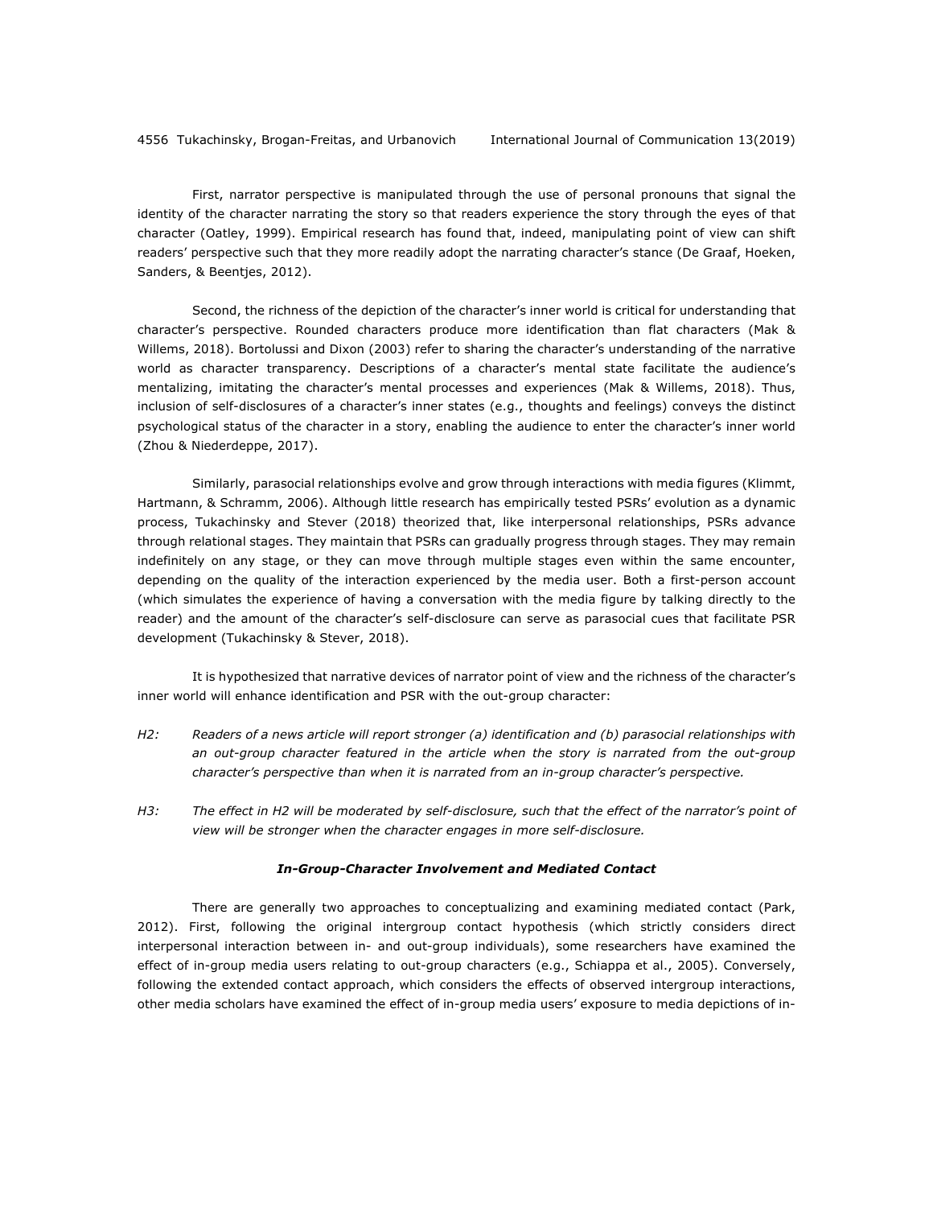First, narrator perspective is manipulated through the use of personal pronouns that signal the identity of the character narrating the story so that readers experience the story through the eyes of that character (Oatley, 1999). Empirical research has found that, indeed, manipulating point of view can shift readers' perspective such that they more readily adopt the narrating character's stance (De Graaf, Hoeken, Sanders, & Beentjes, 2012).

Second, the richness of the depiction of the character's inner world is critical for understanding that character's perspective. Rounded characters produce more identification than flat characters (Mak & Willems, 2018). Bortolussi and Dixon (2003) refer to sharing the character's understanding of the narrative world as character transparency. Descriptions of a character's mental state facilitate the audience's mentalizing, imitating the character's mental processes and experiences (Mak & Willems, 2018). Thus, inclusion of self-disclosures of a character's inner states (e.g., thoughts and feelings) conveys the distinct psychological status of the character in a story, enabling the audience to enter the character's inner world (Zhou & Niederdeppe, 2017).

Similarly, parasocial relationships evolve and grow through interactions with media figures (Klimmt, Hartmann, & Schramm, 2006). Although little research has empirically tested PSRs' evolution as a dynamic process, Tukachinsky and Stever (2018) theorized that, like interpersonal relationships, PSRs advance through relational stages. They maintain that PSRs can gradually progress through stages. They may remain indefinitely on any stage, or they can move through multiple stages even within the same encounter, depending on the quality of the interaction experienced by the media user. Both a first-person account (which simulates the experience of having a conversation with the media figure by talking directly to the reader) and the amount of the character's self-disclosure can serve as parasocial cues that facilitate PSR development (Tukachinsky & Stever, 2018).

It is hypothesized that narrative devices of narrator point of view and the richness of the character's inner world will enhance identification and PSR with the out-group character:

H2: *Readers of a news article will report stronger (a) identification and (b) parasocial relationships with an out-group character featured in the article when the story is narrated from the out-group character's perspective than when it is narrated from an in-group character's perspective.*

H3: *The effect in H2 will be moderated by self-disclosure, such that the effect of the narrator's point of view will be stronger when the character engages in more self-disclosure.*

### ***In-Group-Character Involvement and Mediated Contact***

There are generally two approaches to conceptualizing and examining mediated contact (Park, 2012). First, following the original intergroup contact hypothesis (which strictly considers direct interpersonal interaction between in- and out-group individuals), some researchers have examined the effect of in-group media users relating to out-group characters (e.g., Schiappa et al., 2005). Conversely, following the extended contact approach, which considers the effects of observed intergroup interactions, other media scholars have examined the effect of in-group media users' exposure to media depictions of in-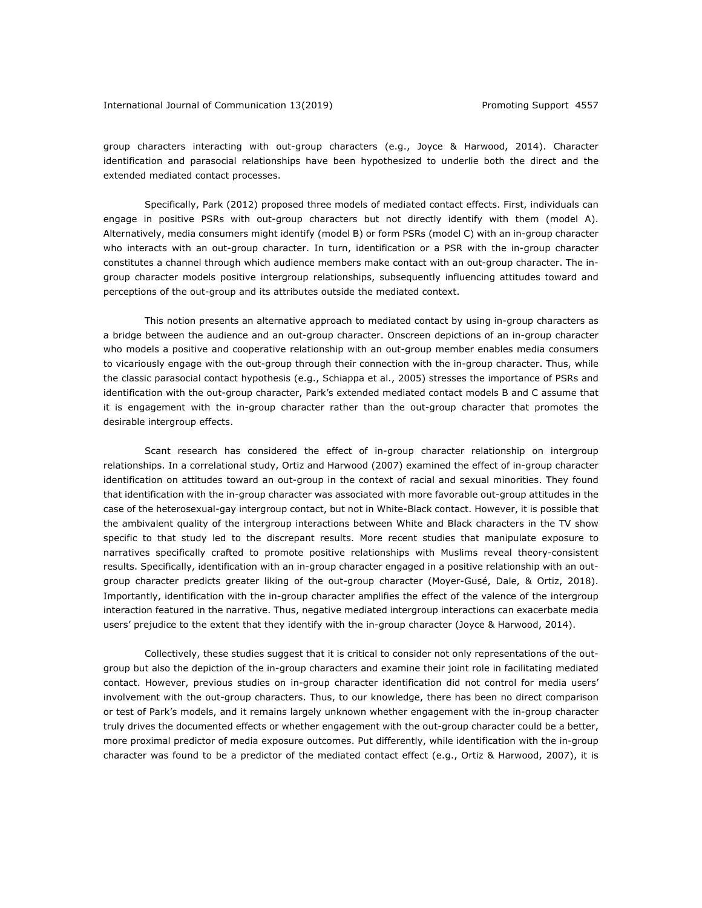group characters interacting with out-group characters (e.g., Joyce & Harwood, 2014). Character identification and parasocial relationships have been hypothesized to underlie both the direct and the extended mediated contact processes.

Specifically, Park (2012) proposed three models of mediated contact effects. First, individuals can engage in positive PSRs with out-group characters but not directly identify with them (model A). Alternatively, media consumers might identify (model B) or form PSRs (model C) with an in-group character who interacts with an out-group character. In turn, identification or a PSR with the in-group character constitutes a channel through which audience members make contact with an out-group character. The in-group character models positive intergroup relationships, subsequently influencing attitudes toward and perceptions of the out-group and its attributes outside the mediated context.

This notion presents an alternative approach to mediated contact by using in-group characters as a bridge between the audience and an out-group character. Onscreen depictions of an in-group character who models a positive and cooperative relationship with an out-group member enables media consumers to vicariously engage with the out-group through their connection with the in-group character. Thus, while the classic parasocial contact hypothesis (e.g., Schiappa et al., 2005) stresses the importance of PSRs and identification with the out-group character, Park's extended mediated contact models B and C assume that it is engagement with the in-group character rather than the out-group character that promotes the desirable intergroup effects.

Scant research has considered the effect of in-group character relationship on intergroup relationships. In a correlational study, Ortiz and Harwood (2007) examined the effect of in-group character identification on attitudes toward an out-group in the context of racial and sexual minorities. They found that identification with the in-group character was associated with more favorable out-group attitudes in the case of the heterosexual-gay intergroup contact, but not in White-Black contact. However, it is possible that the ambivalent quality of the intergroup interactions between White and Black characters in the TV show specific to that study led to the discrepant results. More recent studies that manipulate exposure to narratives specifically crafted to promote positive relationships with Muslims reveal theory-consistent results. Specifically, identification with an in-group character engaged in a positive relationship with an out-group character predicts greater liking of the out-group character (Moyer-Gusé, Dale, & Ortiz, 2018). Importantly, identification with the in-group character amplifies the effect of the valence of the intergroup interaction featured in the narrative. Thus, negative mediated intergroup interactions can exacerbate media users' prejudice to the extent that they identify with the in-group character (Joyce & Harwood, 2014).

Collectively, these studies suggest that it is critical to consider not only representations of the out-group but also the depiction of the in-group characters and examine their joint role in facilitating mediated contact. However, previous studies on in-group character identification did not control for media users' involvement with the out-group characters. Thus, to our knowledge, there has been no direct comparison or test of Park's models, and it remains largely unknown whether engagement with the in-group character truly drives the documented effects or whether engagement with the out-group character could be a better, more proximal predictor of media exposure outcomes. Put differently, while identification with the in-group character was found to be a predictor of the mediated contact effect (e.g., Ortiz & Harwood, 2007), it is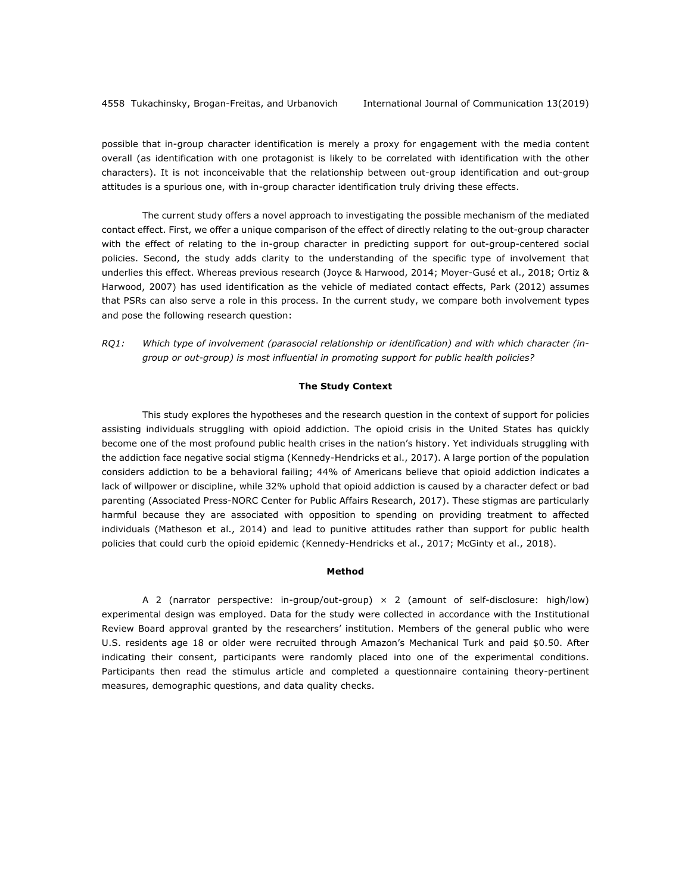possible that in-group character identification is merely a proxy for engagement with the media content overall (as identification with one protagonist is likely to be correlated with identification with the other characters). It is not inconceivable that the relationship between out-group identification and out-group attitudes is a spurious one, with in-group character identification truly driving these effects.

The current study offers a novel approach to investigating the possible mechanism of the mediated contact effect. First, we offer a unique comparison of the effect of directly relating to the out-group character with the effect of relating to the in-group character in predicting support for out-group-centered social policies. Second, the study adds clarity to the understanding of the specific type of involvement that underlies this effect. Whereas previous research (Joyce & Harwood, 2014; Moyer-Gusé et al., 2018; Ortiz & Harwood, 2007) has used identification as the vehicle of mediated contact effects, Park (2012) assumes that PSRs can also serve a role in this process. In the current study, we compare both involvement types and pose the following research question:

*RQ1: Which type of involvement (parasocial relationship or identification) and with which character (in-group or out-group) is most influential in promoting support for public health policies?*

### The Study Context

This study explores the hypotheses and the research question in the context of support for policies assisting individuals struggling with opioid addiction. The opioid crisis in the United States has quickly become one of the most profound public health crises in the nation's history. Yet individuals struggling with the addiction face negative social stigma (Kennedy-Hendricks et al., 2017). A large portion of the population considers addiction to be a behavioral failing; 44% of Americans believe that opioid addiction indicates a lack of willpower or discipline, while 32% uphold that opioid addiction is caused by a character defect or bad parenting (Associated Press-NORC Center for Public Affairs Research, 2017). These stigmas are particularly harmful because they are associated with opposition to spending on providing treatment to affected individuals (Matheson et al., 2014) and lead to punitive attitudes rather than support for public health policies that could curb the opioid epidemic (Kennedy-Hendricks et al., 2017; McGinty et al., 2018).

### Method

A 2 (narrator perspective: in-group/out-group) × 2 (amount of self-disclosure: high/low) experimental design was employed. Data for the study were collected in accordance with the Institutional Review Board approval granted by the researchers' institution. Members of the general public who were U.S. residents age 18 or older were recruited through Amazon's Mechanical Turk and paid $0.50. After indicating their consent, participants were randomly placed into one of the experimental conditions. Participants then read the stimulus article and completed a questionnaire containing theory-pertinent measures, demographic questions, and data quality checks.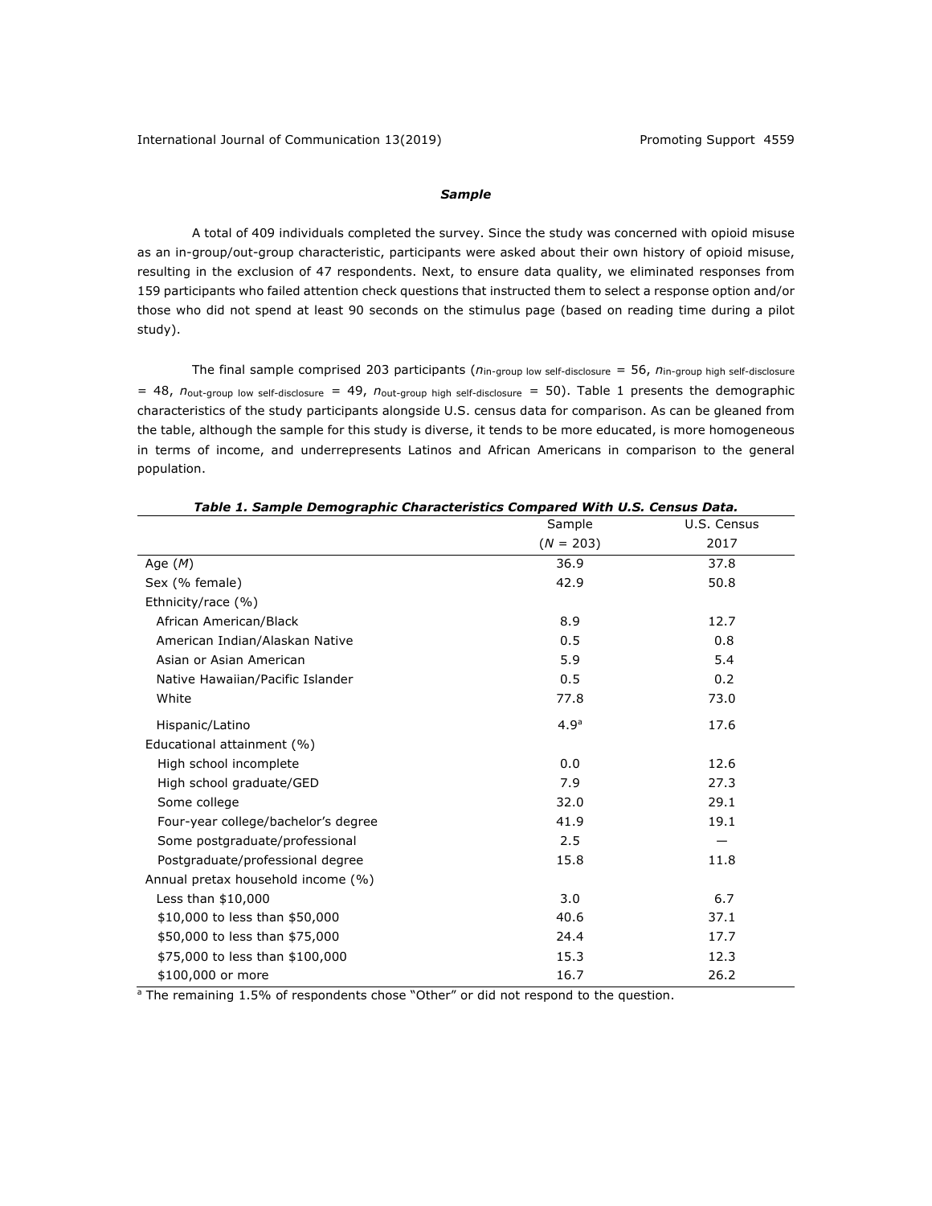### *Sample*

A total of 409 individuals completed the survey. Since the study was concerned with opioid misuse as an in-group/out-group characteristic, participants were asked about their own history of opioid misuse, resulting in the exclusion of 47 respondents. Next, to ensure data quality, we eliminated responses from 159 participants who failed attention check questions that instructed them to select a response option and/or those who did not spend at least 90 seconds on the stimulus page (based on reading time during a pilot study).

The final sample comprised 203 participants ($n_{\text{in-group low self-disclosure}}$ = 56, $n_{\text{in-group high self-disclosure}}$ = 48, $n_{\text{out-group low self-disclosure}}$ = 49, $n_{\text{out-group high self-disclosure}}$ = 50). Table 1 presents the demographic characteristics of the study participants alongside U.S. census data for comparison. As can be gleaned from the table, although the sample for this study is diverse, it tends to be more educated, is more homogeneous in terms of income, and underrepresents Latinos and African Americans in comparison to the general population.

***Table 1. Sample Demographic Characteristics Compared With U.S. Census Data.***

| | Sample ($N$ = 203) | U.S. Census 2017 |
|---|---|---|
| Age ($M$) | 36.9 | 37.8 |
| Sex (% female) | 42.9 | 50.8 |
| Ethnicity/race (%) | | |
| African American/Black | 8.9 | 12.7 |
| American Indian/Alaskan Native | 0.5 | 0.8 |
| Asian or Asian American | 5.9 | 5.4 |
| Native Hawaiian/Pacific Islander | 0.5 | 0.2 |
| White | 77.8 | 73.0 |
| Hispanic/Latino | 4.9[a] | 17.6 |
| Educational attainment (%) | | |
| High school incomplete | 0.0 | 12.6 |
| High school graduate/GED | 7.9 | 27.3 |
| Some college | 32.0 | 29.1 |
| Four-year college/bachelor's degree | 41.9 | 19.1 |
| Some postgraduate/professional | 2.5 | — |
| Postgraduate/professional degree | 15.8 | 11.8 |
| Annual pretax household income (%) | | |
| Less than $10,000 | 3.0 | 6.7 |
| $10,000 to less than $50,000 | 40.6 | 37.1 |
| $50,000 to less than $75,000 | 24.4 | 17.7 |
| $75,000 to less than $100,000 | 15.3 | 12.3 |
| $100,000 or more | 16.7 | 26.2 |

[a] The remaining 1.5% of respondents chose "Other" or did not respond to the question.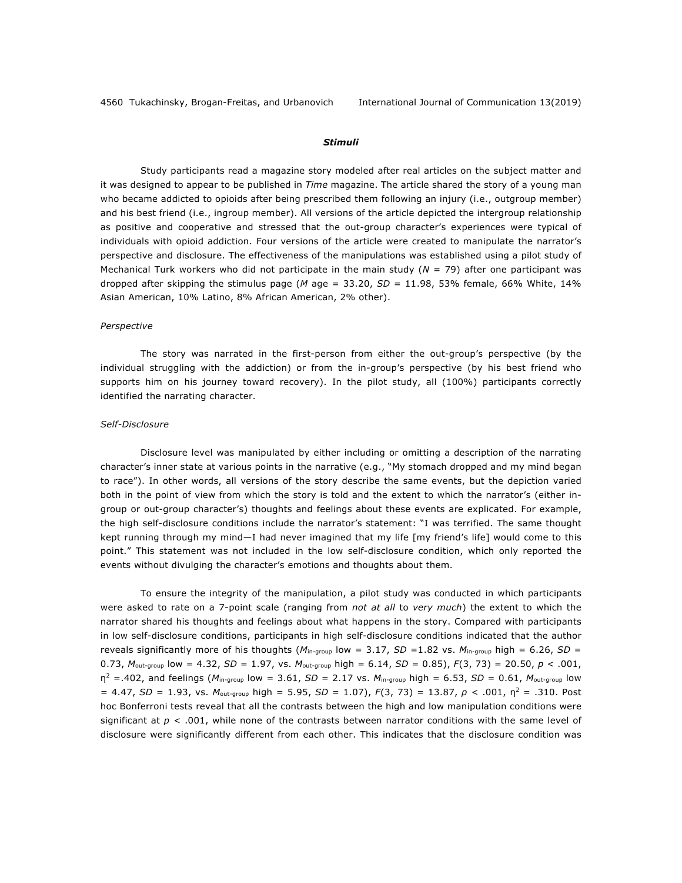### *Stimuli*

Study participants read a magazine story modeled after real articles on the subject matter and it was designed to appear to be published in *Time* magazine. The article shared the story of a young man who became addicted to opioids after being prescribed them following an injury (i.e., outgroup member) and his best friend (i.e., ingroup member). All versions of the article depicted the intergroup relationship as positive and cooperative and stressed that the out-group character's experiences were typical of individuals with opioid addiction. Four versions of the article were created to manipulate the narrator's perspective and disclosure. The effectiveness of the manipulations was established using a pilot study of Mechanical Turk workers who did not participate in the main study ($N$ = 79) after one participant was dropped after skipping the stimulus page ($M$ age = 33.20, $SD$ = 11.98, 53% female, 66% White, 14% Asian American, 10% Latino, 8% African American, 2% other).

*Perspective*

The story was narrated in the first-person from either the out-group's perspective (by the individual struggling with the addiction) or from the in-group's perspective (by his best friend who supports him on his journey toward recovery). In the pilot study, all (100%) participants correctly identified the narrating character.

*Self-Disclosure*

Disclosure level was manipulated by either including or omitting a description of the narrating character's inner state at various points in the narrative (e.g., "My stomach dropped and my mind began to race"). In other words, all versions of the story describe the same events, but the depiction varied both in the point of view from which the story is told and the extent to which the narrator's (either in-group or out-group character's) thoughts and feelings about these events are explicated. For example, the high self-disclosure conditions include the narrator's statement: "I was terrified. The same thought kept running through my mind—I had never imagined that my life [my friend's life] would come to this point." This statement was not included in the low self-disclosure condition, which only reported the events without divulging the character's emotions and thoughts about them.

To ensure the integrity of the manipulation, a pilot study was conducted in which participants were asked to rate on a 7-point scale (ranging from *not at all* to *very much*) the extent to which the narrator shared his thoughts and feelings about what happens in the story. Compared with participants in low self-disclosure conditions, participants in high self-disclosure conditions indicated that the author reveals significantly more of his thoughts ($M_{\text{in-group}}$ low = 3.17, $SD$ =1.82 vs. $M_{\text{in-group}}$ high = 6.26, $SD$ = 0.73, $M_{\text{out-group}}$ low = 4.32, $SD$ = 1.97, vs. $M_{\text{out-group}}$ high = 6.14, $SD$ = 0.85), $F(3, 73) = 20.50$, $p < .001$, $\eta^2$ =.402, and feelings ($M_{\text{in-group}}$ low = 3.61, $SD$ = 2.17 vs. $M_{\text{in-group}}$ high = 6.53, $SD$ = 0.61, $M_{\text{out-group}}$ low = 4.47, $SD$ = 1.93, vs. $M_{\text{out-group}}$ high = 5.95, $SD$ = 1.07), $F(3, 73) = 13.87$, $p < .001$, $\eta^2$ = .310. Post hoc Bonferroni tests reveal that all the contrasts between the high and low manipulation conditions were significant at $p < .001$, while none of the contrasts between narrator conditions with the same level of disclosure were significantly different from each other. This indicates that the disclosure condition was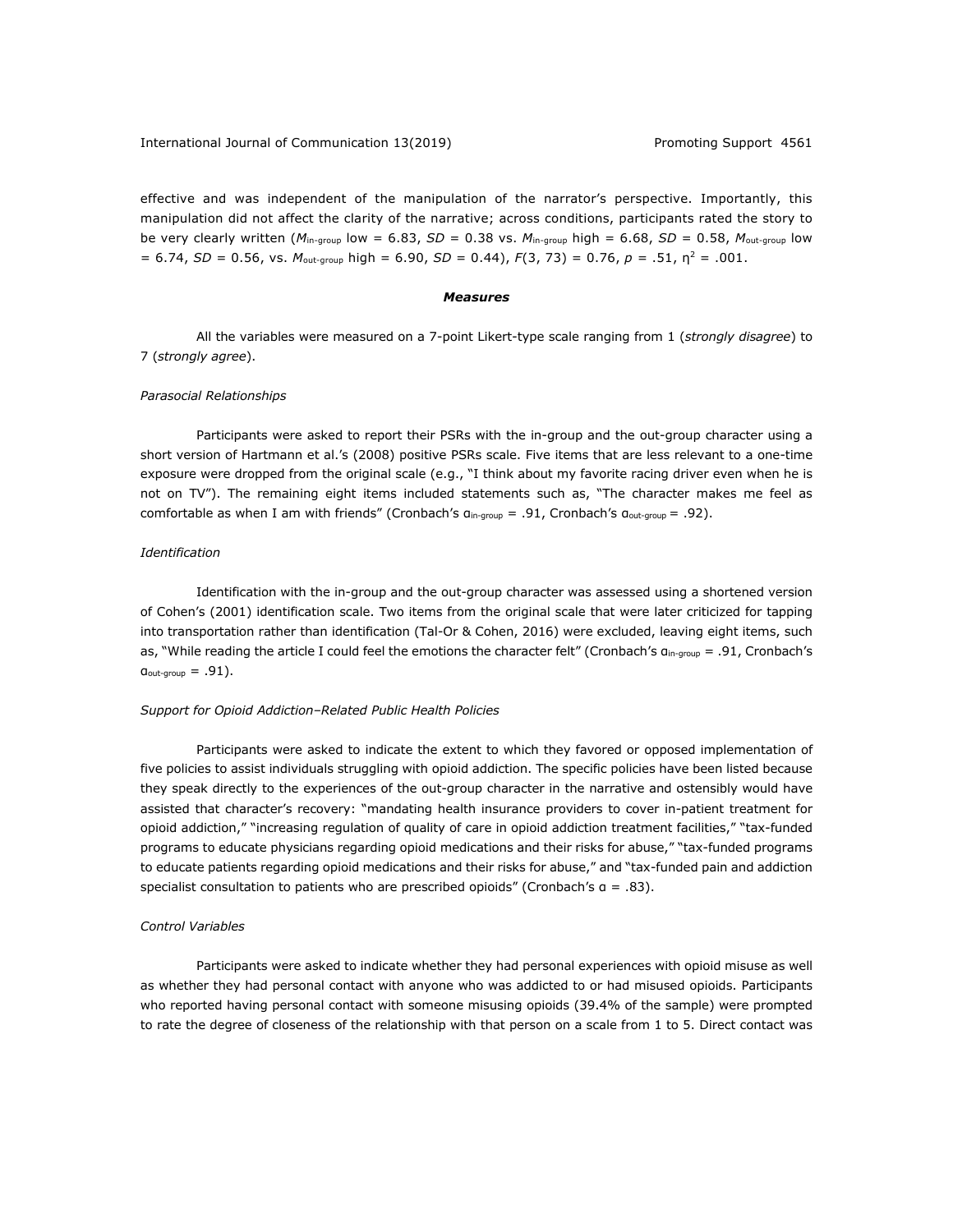effective and was independent of the manipulation of the narrator's perspective. Importantly, this manipulation did not affect the clarity of the narrative; across conditions, participants rated the story to be very clearly written ($M_{\text{in-group}}$ low = 6.83, $SD$ = 0.38 vs. $M_{\text{in-group}}$ high = 6.68, $SD$ = 0.58, $M_{\text{out-group}}$ low = 6.74, $SD$ = 0.56, vs. $M_{\text{out-group}}$ high = 6.90, $SD$ = 0.44), $F(3, 73) = 0.76$, $p = .51$, $\eta^2 = .001$.

### *Measures*

All the variables were measured on a 7-point Likert-type scale ranging from 1 (*strongly disagree*) to 7 (*strongly agree*).

#### *Parasocial Relationships*

Participants were asked to report their PSRs with the in-group and the out-group character using a short version of Hartmann et al.'s (2008) positive PSRs scale. Five items that are less relevant to a one-time exposure were dropped from the original scale (e.g., "I think about my favorite racing driver even when he is not on TV"). The remaining eight items included statements such as, "The character makes me feel as comfortable as when I am with friends" (Cronbach's $\alpha_{\text{in-group}} = .91$, Cronbach's $\alpha_{\text{out-group}} = .92$).

#### *Identification*

Identification with the in-group and the out-group character was assessed using a shortened version of Cohen's (2001) identification scale. Two items from the original scale that were later criticized for tapping into transportation rather than identification (Tal-Or & Cohen, 2016) were excluded, leaving eight items, such as, "While reading the article I could feel the emotions the character felt" (Cronbach's $\alpha_{\text{in-group}} = .91$, Cronbach's $\alpha_{\text{out-group}} = .91$).

#### *Support for Opioid Addiction–Related Public Health Policies*

Participants were asked to indicate the extent to which they favored or opposed implementation of five policies to assist individuals struggling with opioid addiction. The specific policies have been listed because they speak directly to the experiences of the out-group character in the narrative and ostensibly would have assisted that character's recovery: "mandating health insurance providers to cover in-patient treatment for opioid addiction," "increasing regulation of quality of care in opioid addiction treatment facilities," "tax-funded programs to educate physicians regarding opioid medications and their risks for abuse," "tax-funded programs to educate patients regarding opioid medications and their risks for abuse," and "tax-funded pain and addiction specialist consultation to patients who are prescribed opioids" (Cronbach's $\alpha = .83$).

#### *Control Variables*

Participants were asked to indicate whether they had personal experiences with opioid misuse as well as whether they had personal contact with anyone who was addicted to or had misused opioids. Participants who reported having personal contact with someone misusing opioids (39.4% of the sample) were prompted to rate the degree of closeness of the relationship with that person on a scale from 1 to 5. Direct contact was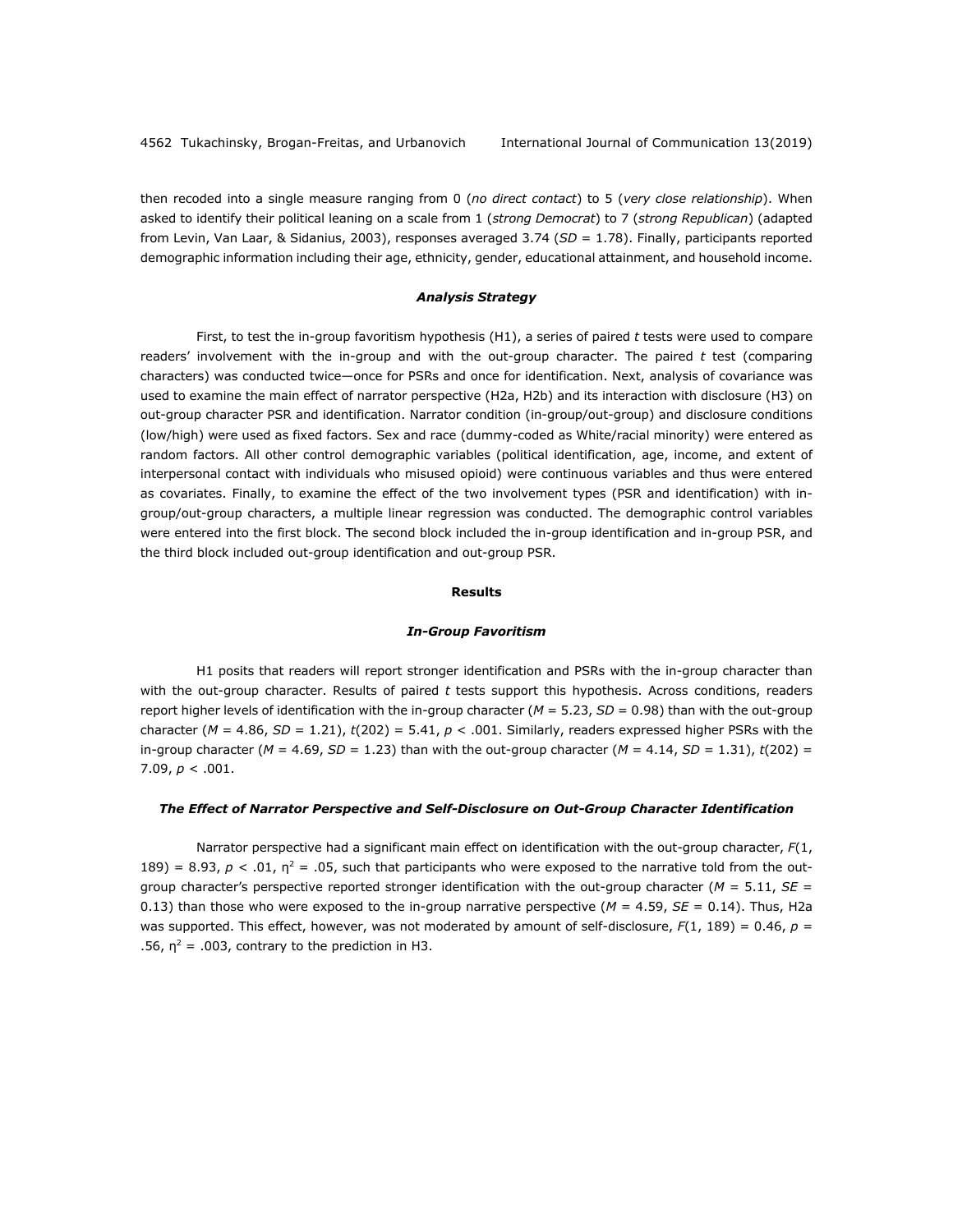then recoded into a single measure ranging from 0 (*no direct contact*) to 5 (*very close relationship*). When asked to identify their political leaning on a scale from 1 (*strong Democrat*) to 7 (*strong Republican*) (adapted from Levin, Van Laar, & Sidanius, 2003), responses averaged 3.74 ($SD$ = 1.78). Finally, participants reported demographic information including their age, ethnicity, gender, educational attainment, and household income.

### *Analysis Strategy*

First, to test the in-group favoritism hypothesis (H1), a series of paired $t$ tests were used to compare readers' involvement with the in-group and with the out-group character. The paired $t$ test (comparing characters) was conducted twice—once for PSRs and once for identification. Next, analysis of covariance was used to examine the main effect of narrator perspective (H2a, H2b) and its interaction with disclosure (H3) on out-group character PSR and identification. Narrator condition (in-group/out-group) and disclosure conditions (low/high) were used as fixed factors. Sex and race (dummy-coded as White/racial minority) were entered as random factors. All other control demographic variables (political identification, age, income, and extent of interpersonal contact with individuals who misused opioid) were continuous variables and thus were entered as covariates. Finally, to examine the effect of the two involvement types (PSR and identification) with in-group/out-group characters, a multiple linear regression was conducted. The demographic control variables were entered into the first block. The second block included the in-group identification and in-group PSR, and the third block included out-group identification and out-group PSR.

## Results

### *In-Group Favoritism*

H1 posits that readers will report stronger identification and PSRs with the in-group character than with the out-group character. Results of paired $t$ tests support this hypothesis. Across conditions, readers report higher levels of identification with the in-group character ($M$ = 5.23, $SD$ = 0.98) than with the out-group character ($M$ = 4.86, $SD$ = 1.21), $t(202) = 5.41$, $p < .001$. Similarly, readers expressed higher PSRs with the in-group character ($M$ = 4.69, $SD$ = 1.23) than with the out-group character ($M$ = 4.14, $SD$ = 1.31), $t(202) = 7.09$, $p < .001$.

### *The Effect of Narrator Perspective and Self-Disclosure on Out-Group Character Identification*

Narrator perspective had a significant main effect on identification with the out-group character, $F(1, 189) = 8.93$, $p < .01$, $\eta^2 = .05$, such that participants who were exposed to the narrative told from the out-group character's perspective reported stronger identification with the out-group character ($M$ = 5.11, $SE$ = 0.13) than those who were exposed to the in-group narrative perspective ($M$ = 4.59, $SE$ = 0.14). Thus, H2a was supported. This effect, however, was not moderated by amount of self-disclosure, $F(1, 189) = 0.46$, $p = .56$, $\eta^2 = .003$, contrary to the prediction in H3.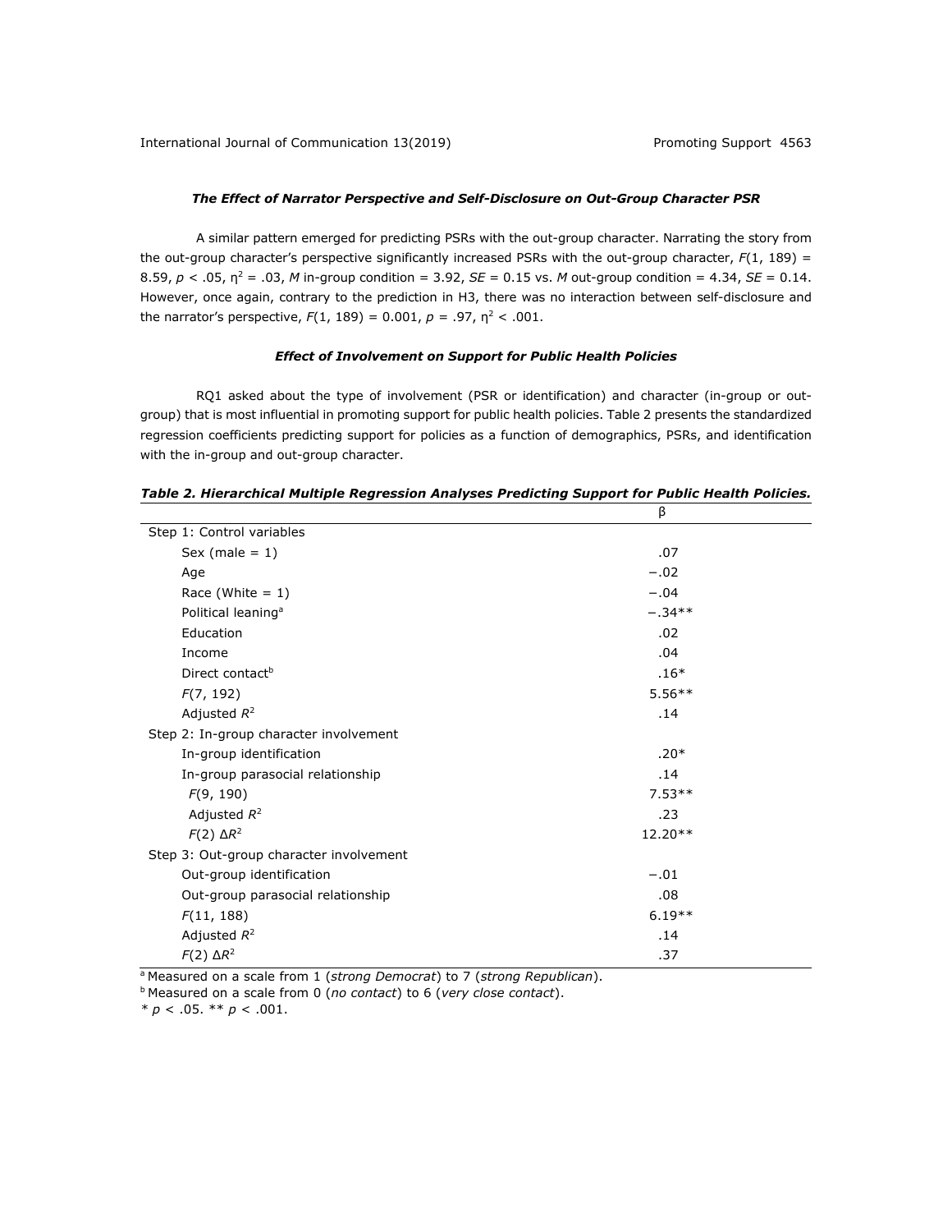### *The Effect of Narrator Perspective and Self-Disclosure on Out-Group Character PSR*

A similar pattern emerged for predicting PSRs with the out-group character. Narrating the story from the out-group character's perspective significantly increased PSRs with the out-group character, $F(1, 189) = 8.59$, $p < .05$, $\eta^2 = .03$, $M$ in-group condition = 3.92, $SE = 0.15$ vs. $M$ out-group condition = 4.34, $SE = 0.14$. However, once again, contrary to the prediction in H3, there was no interaction between self-disclosure and the narrator's perspective, $F(1, 189) = 0.001$, $p = .97$, $\eta^2 < .001$.

### *Effect of Involvement on Support for Public Health Policies*

RQ1 asked about the type of involvement (PSR or identification) and character (in-group or out-group) that is most influential in promoting support for public health policies. Table 2 presents the standardized regression coefficients predicting support for policies as a function of demographics, PSRs, and identification with the in-group and out-group character.

***Table 2. Hierarchical Multiple Regression Analyses Predicting Support for Public Health Policies.***

| | β |
|---|---|
| Step 1: Control variables | |
| Sex (male = 1) | .07 |
| Age | −.02 |
| Race (White = 1) | −.04 |
| Political leaning[a] | −.34** |
| Education | .02 |
| Income | .04 |
| Direct contact[b] | .16* |
| $F(7, 192)$ | 5.56** |
| Adjusted $R^2$ | .14 |
| Step 2: In-group character involvement | |
| In-group identification | .20* |
| In-group parasocial relationship | .14 |
| $F(9, 190)$ | 7.53** |
| Adjusted $R^2$ | .23 |
| $F(2)\ \Delta R^2$ | 12.20** |
| Step 3: Out-group character involvement | |
| Out-group identification | −.01 |
| Out-group parasocial relationship | .08 |
| $F(11, 188)$ | 6.19** |
| Adjusted $R^2$ | .14 |
| $F(2)\ \Delta R^2$ | .37 |

[a] Measured on a scale from 1 (*strong Democrat*) to 7 (*strong Republican*).
[b] Measured on a scale from 0 (*no contact*) to 6 (*very close contact*).
* $p < .05$. ** $p < .001$.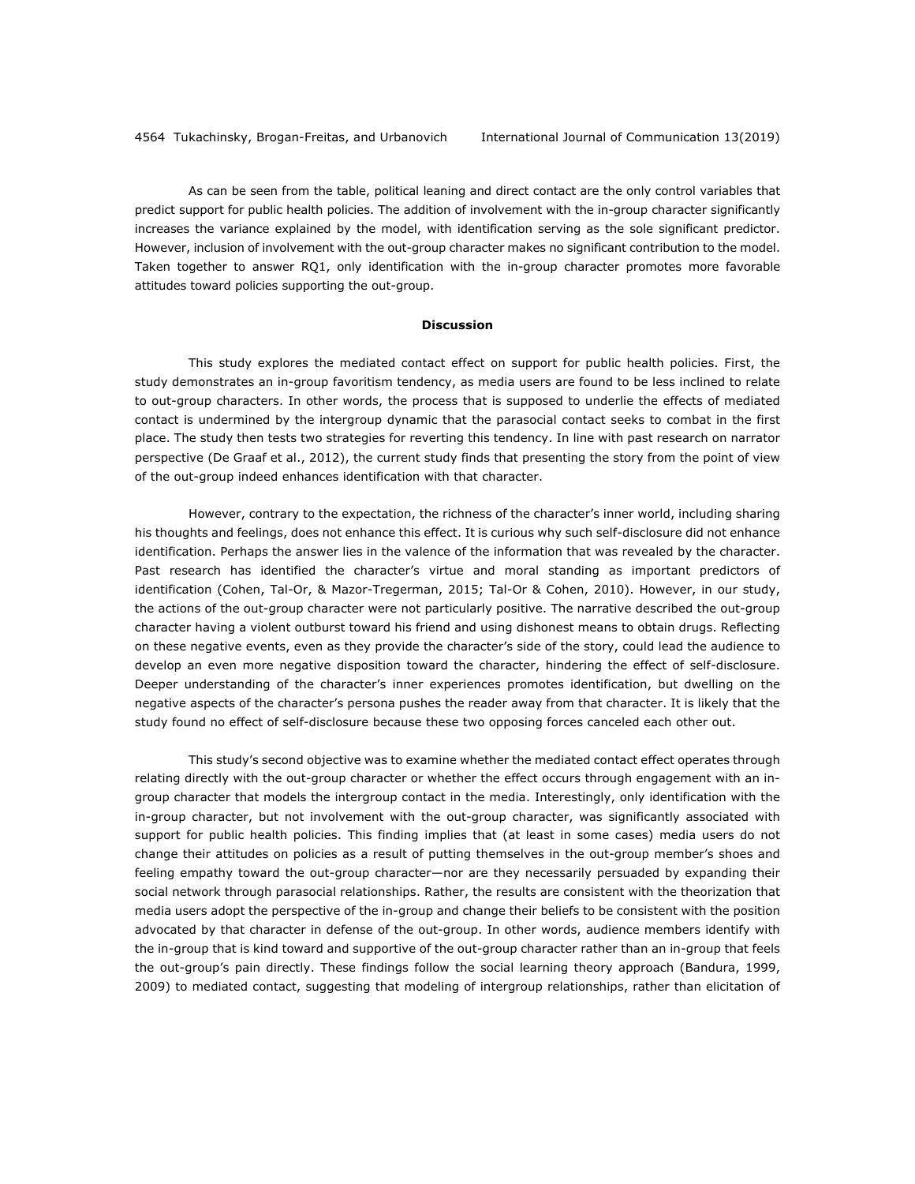As can be seen from the table, political leaning and direct contact are the only control variables that predict support for public health policies. The addition of involvement with the in-group character significantly increases the variance explained by the model, with identification serving as the sole significant predictor. However, inclusion of involvement with the out-group character makes no significant contribution to the model. Taken together to answer RQ1, only identification with the in-group character promotes more favorable attitudes toward policies supporting the out-group.

## Discussion

This study explores the mediated contact effect on support for public health policies. First, the study demonstrates an in-group favoritism tendency, as media users are found to be less inclined to relate to out-group characters. In other words, the process that is supposed to underlie the effects of mediated contact is undermined by the intergroup dynamic that the parasocial contact seeks to combat in the first place. The study then tests two strategies for reverting this tendency. In line with past research on narrator perspective (De Graaf et al., 2012), the current study finds that presenting the story from the point of view of the out-group indeed enhances identification with that character.

However, contrary to the expectation, the richness of the character's inner world, including sharing his thoughts and feelings, does not enhance this effect. It is curious why such self-disclosure did not enhance identification. Perhaps the answer lies in the valence of the information that was revealed by the character. Past research has identified the character's virtue and moral standing as important predictors of identification (Cohen, Tal-Or, & Mazor-Tregerman, 2015; Tal-Or & Cohen, 2010). However, in our study, the actions of the out-group character were not particularly positive. The narrative described the out-group character having a violent outburst toward his friend and using dishonest means to obtain drugs. Reflecting on these negative events, even as they provide the character's side of the story, could lead the audience to develop an even more negative disposition toward the character, hindering the effect of self-disclosure. Deeper understanding of the character's inner experiences promotes identification, but dwelling on the negative aspects of the character's persona pushes the reader away from that character. It is likely that the study found no effect of self-disclosure because these two opposing forces canceled each other out.

This study's second objective was to examine whether the mediated contact effect operates through relating directly with the out-group character or whether the effect occurs through engagement with an in-group character that models the intergroup contact in the media. Interestingly, only identification with the in-group character, but not involvement with the out-group character, was significantly associated with support for public health policies. This finding implies that (at least in some cases) media users do not change their attitudes on policies as a result of putting themselves in the out-group member's shoes and feeling empathy toward the out-group character—nor are they necessarily persuaded by expanding their social network through parasocial relationships. Rather, the results are consistent with the theorization that media users adopt the perspective of the in-group and change their beliefs to be consistent with the position advocated by that character in defense of the out-group. In other words, audience members identify with the in-group that is kind toward and supportive of the out-group character rather than an in-group that feels the out-group's pain directly. These findings follow the social learning theory approach (Bandura, 1999, 2009) to mediated contact, suggesting that modeling of intergroup relationships, rather than elicitation of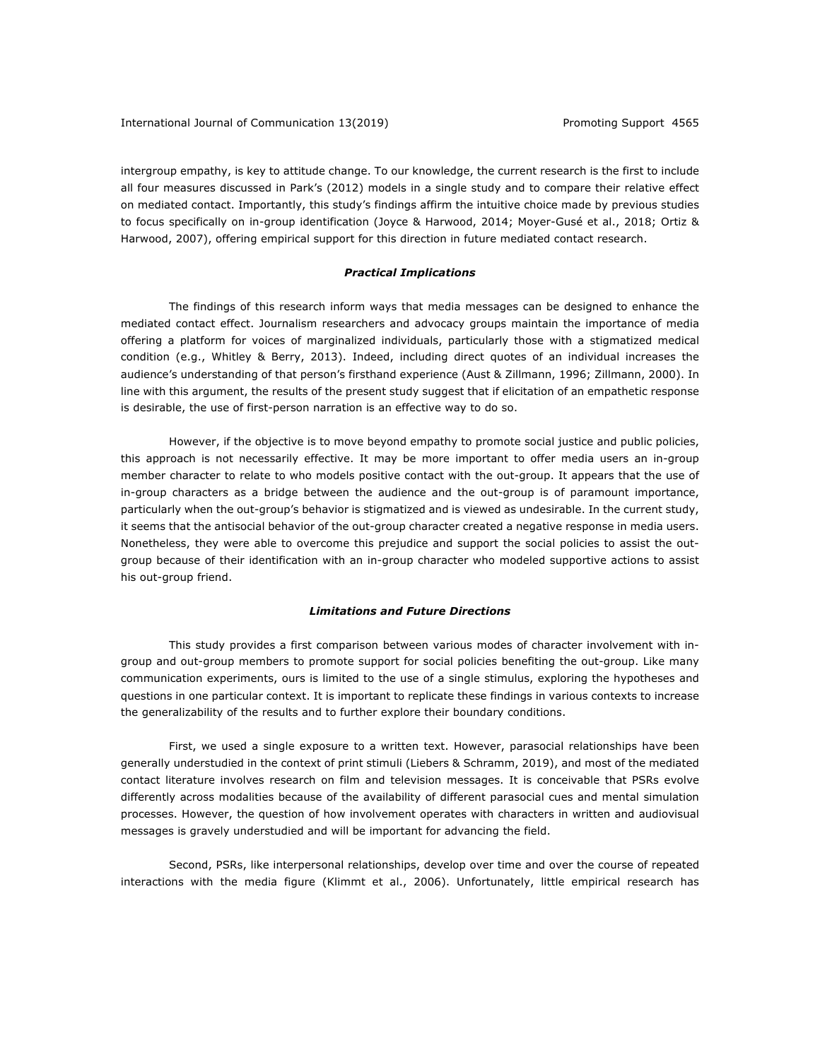intergroup empathy, is key to attitude change. To our knowledge, the current research is the first to include all four measures discussed in Park's (2012) models in a single study and to compare their relative effect on mediated contact. Importantly, this study's findings affirm the intuitive choice made by previous studies to focus specifically on in-group identification (Joyce & Harwood, 2014; Moyer-Gusé et al., 2018; Ortiz & Harwood, 2007), offering empirical support for this direction in future mediated contact research.

### *Practical Implications*

The findings of this research inform ways that media messages can be designed to enhance the mediated contact effect. Journalism researchers and advocacy groups maintain the importance of media offering a platform for voices of marginalized individuals, particularly those with a stigmatized medical condition (e.g., Whitley & Berry, 2013). Indeed, including direct quotes of an individual increases the audience's understanding of that person's firsthand experience (Aust & Zillmann, 1996; Zillmann, 2000). In line with this argument, the results of the present study suggest that if elicitation of an empathetic response is desirable, the use of first-person narration is an effective way to do so.

However, if the objective is to move beyond empathy to promote social justice and public policies, this approach is not necessarily effective. It may be more important to offer media users an in-group member character to relate to who models positive contact with the out-group. It appears that the use of in-group characters as a bridge between the audience and the out-group is of paramount importance, particularly when the out-group's behavior is stigmatized and is viewed as undesirable. In the current study, it seems that the antisocial behavior of the out-group character created a negative response in media users. Nonetheless, they were able to overcome this prejudice and support the social policies to assist the out-group because of their identification with an in-group character who modeled supportive actions to assist his out-group friend.

### *Limitations and Future Directions*

This study provides a first comparison between various modes of character involvement with in-group and out-group members to promote support for social policies benefiting the out-group. Like many communication experiments, ours is limited to the use of a single stimulus, exploring the hypotheses and questions in one particular context. It is important to replicate these findings in various contexts to increase the generalizability of the results and to further explore their boundary conditions.

First, we used a single exposure to a written text. However, parasocial relationships have been generally understudied in the context of print stimuli (Liebers & Schramm, 2019), and most of the mediated contact literature involves research on film and television messages. It is conceivable that PSRs evolve differently across modalities because of the availability of different parasocial cues and mental simulation processes. However, the question of how involvement operates with characters in written and audiovisual messages is gravely understudied and will be important for advancing the field.

Second, PSRs, like interpersonal relationships, develop over time and over the course of repeated interactions with the media figure (Klimmt et al., 2006). Unfortunately, little empirical research has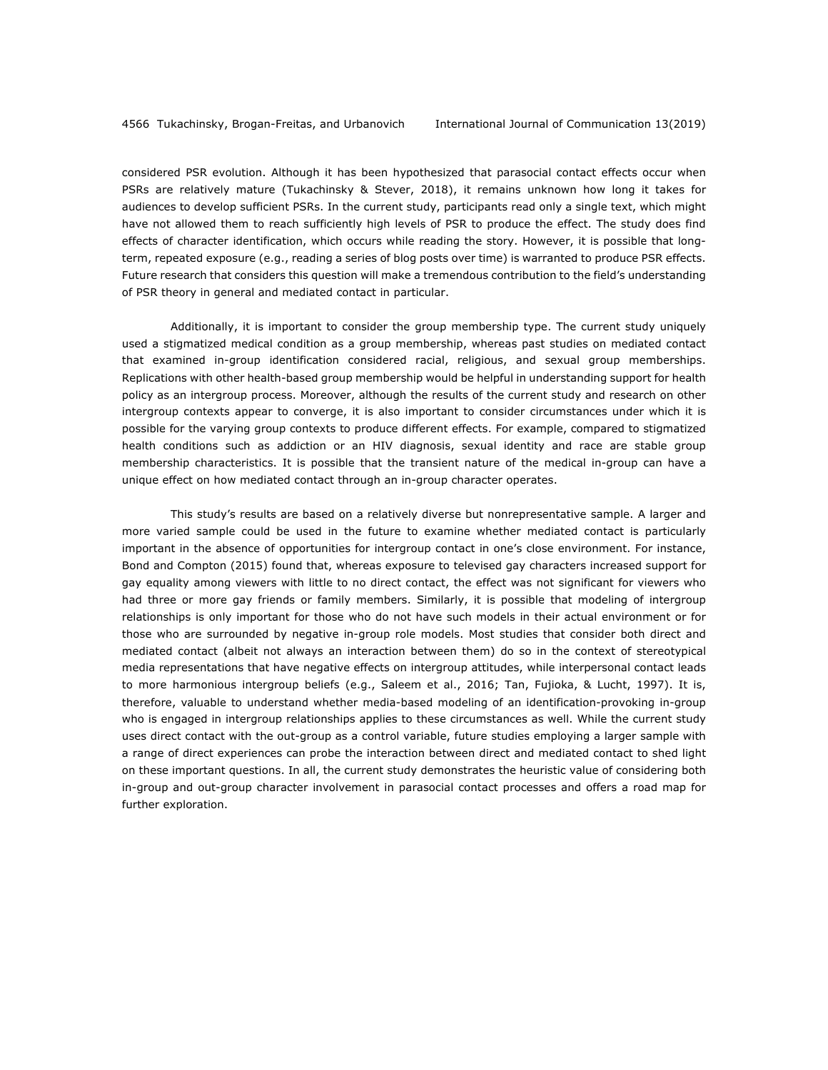considered PSR evolution. Although it has been hypothesized that parasocial contact effects occur when PSRs are relatively mature (Tukachinsky & Stever, 2018), it remains unknown how long it takes for audiences to develop sufficient PSRs. In the current study, participants read only a single text, which might have not allowed them to reach sufficiently high levels of PSR to produce the effect. The study does find effects of character identification, which occurs while reading the story. However, it is possible that long-term, repeated exposure (e.g., reading a series of blog posts over time) is warranted to produce PSR effects. Future research that considers this question will make a tremendous contribution to the field's understanding of PSR theory in general and mediated contact in particular.

Additionally, it is important to consider the group membership type. The current study uniquely used a stigmatized medical condition as a group membership, whereas past studies on mediated contact that examined in-group identification considered racial, religious, and sexual group memberships. Replications with other health-based group membership would be helpful in understanding support for health policy as an intergroup process. Moreover, although the results of the current study and research on other intergroup contexts appear to converge, it is also important to consider circumstances under which it is possible for the varying group contexts to produce different effects. For example, compared to stigmatized health conditions such as addiction or an HIV diagnosis, sexual identity and race are stable group membership characteristics. It is possible that the transient nature of the medical in-group can have a unique effect on how mediated contact through an in-group character operates.

This study's results are based on a relatively diverse but nonrepresentative sample. A larger and more varied sample could be used in the future to examine whether mediated contact is particularly important in the absence of opportunities for intergroup contact in one's close environment. For instance, Bond and Compton (2015) found that, whereas exposure to televised gay characters increased support for gay equality among viewers with little to no direct contact, the effect was not significant for viewers who had three or more gay friends or family members. Similarly, it is possible that modeling of intergroup relationships is only important for those who do not have such models in their actual environment or for those who are surrounded by negative in-group role models. Most studies that consider both direct and mediated contact (albeit not always an interaction between them) do so in the context of stereotypical media representations that have negative effects on intergroup attitudes, while interpersonal contact leads to more harmonious intergroup beliefs (e.g., Saleem et al., 2016; Tan, Fujioka, & Lucht, 1997). It is, therefore, valuable to understand whether media-based modeling of an identification-provoking in-group who is engaged in intergroup relationships applies to these circumstances as well. While the current study uses direct contact with the out-group as a control variable, future studies employing a larger sample with a range of direct experiences can probe the interaction between direct and mediated contact to shed light on these important questions. In all, the current study demonstrates the heuristic value of considering both in-group and out-group character involvement in parasocial contact processes and offers a road map for further exploration.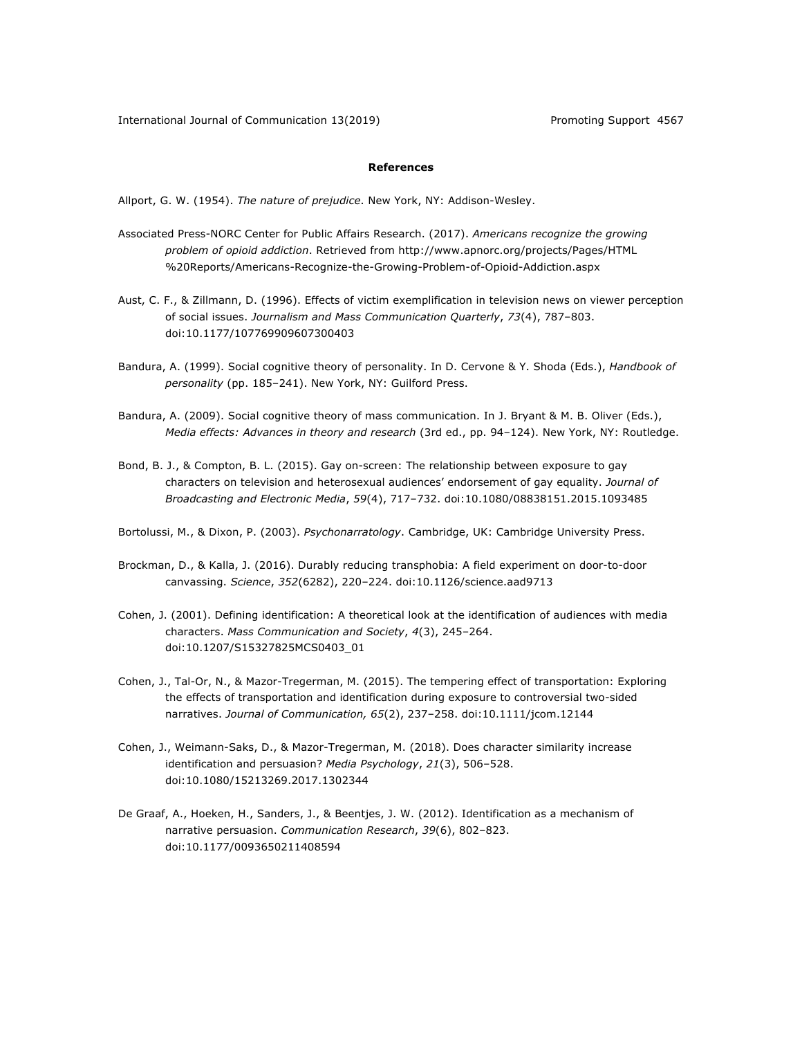**References**

Allport, G. W. (1954). *The nature of prejudice*. New York, NY: Addison-Wesley.

Associated Press-NORC Center for Public Affairs Research. (2017). *Americans recognize the growing problem of opioid addiction*. Retrieved from http://www.apnorc.org/projects/Pages/HTML%20Reports/Americans-Recognize-the-Growing-Problem-of-Opioid-Addiction.aspx

Aust, C. F., & Zillmann, D. (1996). Effects of victim exemplification in television news on viewer perception of social issues. *Journalism and Mass Communication Quarterly*, *73*(4), 787–803. doi:10.1177/107769909607300403

Bandura, A. (1999). Social cognitive theory of personality. In D. Cervone & Y. Shoda (Eds.), *Handbook of personality* (pp. 185–241). New York, NY: Guilford Press.

Bandura, A. (2009). Social cognitive theory of mass communication. In J. Bryant & M. B. Oliver (Eds.), *Media effects: Advances in theory and research* (3rd ed., pp. 94–124). New York, NY: Routledge.

Bond, B. J., & Compton, B. L. (2015). Gay on-screen: The relationship between exposure to gay characters on television and heterosexual audiences' endorsement of gay equality. *Journal of Broadcasting and Electronic Media*, *59*(4), 717–732. doi:10.1080/08838151.2015.1093485

Bortolussi, M., & Dixon, P. (2003). *Psychonarratology*. Cambridge, UK: Cambridge University Press.

Brockman, D., & Kalla, J. (2016). Durably reducing transphobia: A field experiment on door-to-door canvassing. *Science*, *352*(6282), 220–224. doi:10.1126/science.aad9713

Cohen, J. (2001). Defining identification: A theoretical look at the identification of audiences with media characters. *Mass Communication and Society*, *4*(3), 245–264. doi:10.1207/S15327825MCS0403_01

Cohen, J., Tal-Or, N., & Mazor-Tregerman, M. (2015). The tempering effect of transportation: Exploring the effects of transportation and identification during exposure to controversial two-sided narratives. *Journal of Communication, 65*(2), 237–258. doi:10.1111/jcom.12144

Cohen, J., Weimann-Saks, D., & Mazor-Tregerman, M. (2018). Does character similarity increase identification and persuasion? *Media Psychology*, *21*(3), 506–528. doi:10.1080/15213269.2017.1302344

De Graaf, A., Hoeken, H., Sanders, J., & Beentjes, J. W. (2012). Identification as a mechanism of narrative persuasion. *Communication Research*, *39*(6), 802–823. doi:10.1177/0093650211408594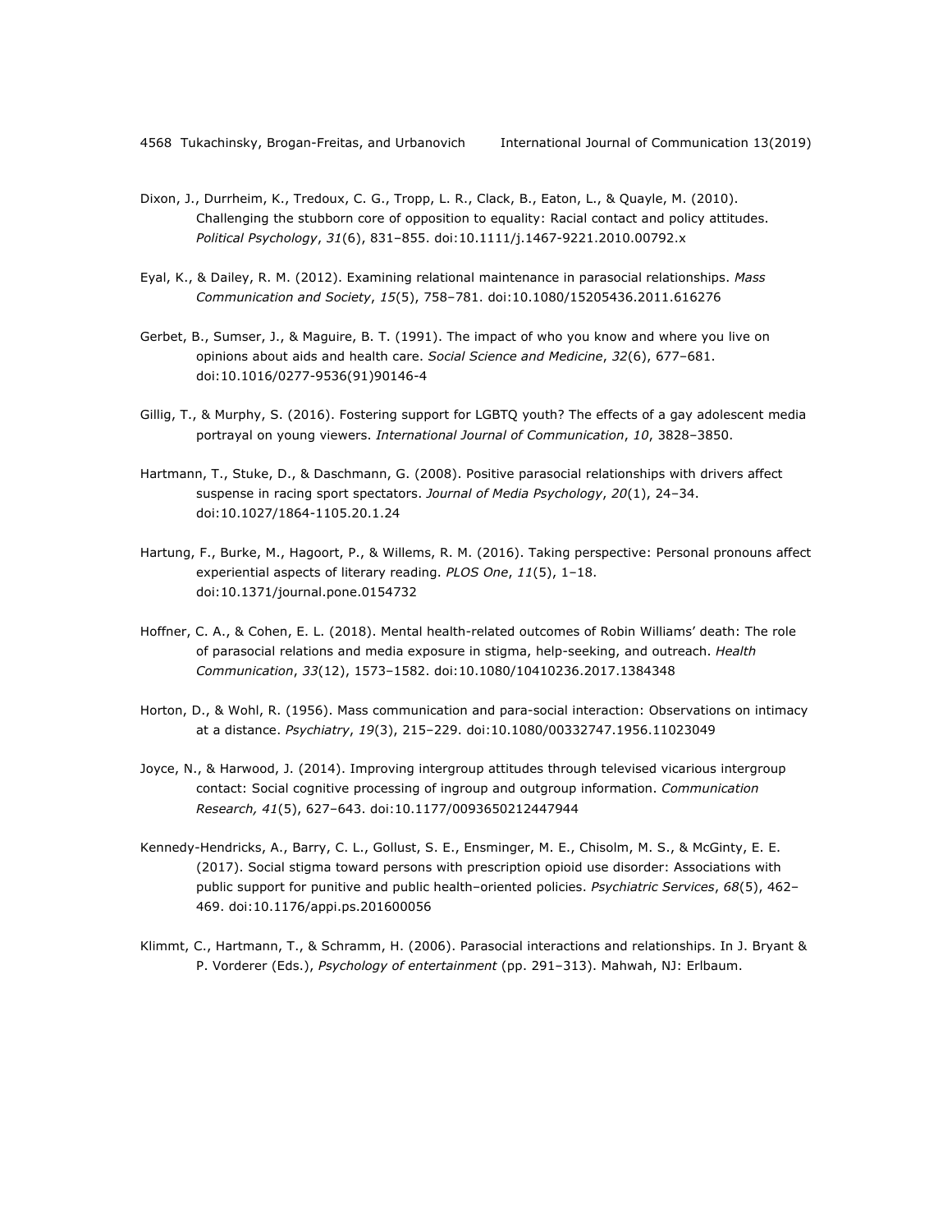Dixon, J., Durrheim, K., Tredoux, C. G., Tropp, L. R., Clack, B., Eaton, L., & Quayle, M. (2010). Challenging the stubborn core of opposition to equality: Racial contact and policy attitudes. *Political Psychology*, *31*(6), 831–855. doi:10.1111/j.1467-9221.2010.00792.x

Eyal, K., & Dailey, R. M. (2012). Examining relational maintenance in parasocial relationships. *Mass Communication and Society*, *15*(5), 758–781. doi:10.1080/15205436.2011.616276

Gerbet, B., Sumser, J., & Maguire, B. T. (1991). The impact of who you know and where you live on opinions about aids and health care. *Social Science and Medicine*, *32*(6), 677–681. doi:10.1016/0277-9536(91)90146-4

Gillig, T., & Murphy, S. (2016). Fostering support for LGBTQ youth? The effects of a gay adolescent media portrayal on young viewers. *International Journal of Communication*, *10*, 3828–3850.

Hartmann, T., Stuke, D., & Daschmann, G. (2008). Positive parasocial relationships with drivers affect suspense in racing sport spectators. *Journal of Media Psychology*, *20*(1), 24–34. doi:10.1027/1864-1105.20.1.24

Hartung, F., Burke, M., Hagoort, P., & Willems, R. M. (2016). Taking perspective: Personal pronouns affect experiential aspects of literary reading. *PLOS One*, *11*(5), 1–18. doi:10.1371/journal.pone.0154732

Hoffner, C. A., & Cohen, E. L. (2018). Mental health-related outcomes of Robin Williams' death: The role of parasocial relations and media exposure in stigma, help-seeking, and outreach. *Health Communication*, *33*(12), 1573–1582. doi:10.1080/10410236.2017.1384348

Horton, D., & Wohl, R. (1956). Mass communication and para-social interaction: Observations on intimacy at a distance. *Psychiatry*, *19*(3), 215–229. doi:10.1080/00332747.1956.11023049

Joyce, N., & Harwood, J. (2014). Improving intergroup attitudes through televised vicarious intergroup contact: Social cognitive processing of ingroup and outgroup information. *Communication Research, 41*(5), 627–643. doi:10.1177/0093650212447944

Kennedy-Hendricks, A., Barry, C. L., Gollust, S. E., Ensminger, M. E., Chisolm, M. S., & McGinty, E. E. (2017). Social stigma toward persons with prescription opioid use disorder: Associations with public support for punitive and public health–oriented policies. *Psychiatric Services*, *68*(5), 462–469. doi:10.1176/appi.ps.201600056

Klimmt, C., Hartmann, T., & Schramm, H. (2006). Parasocial interactions and relationships. In J. Bryant & P. Vorderer (Eds.), *Psychology of entertainment* (pp. 291–313). Mahwah, NJ: Erlbaum.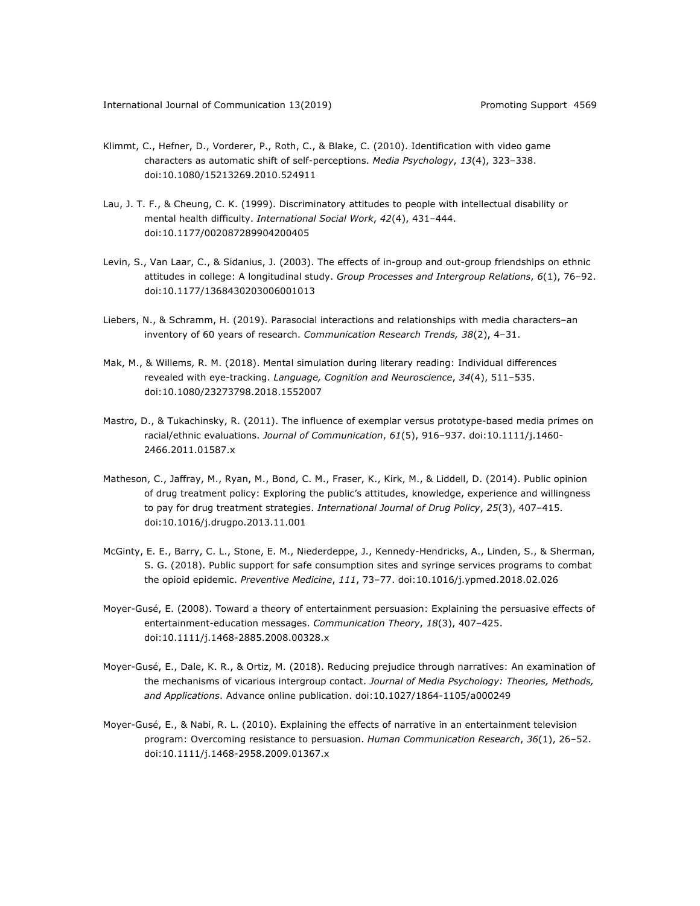Klimmt, C., Hefner, D., Vorderer, P., Roth, C., & Blake, C. (2010). Identification with video game characters as automatic shift of self-perceptions. *Media Psychology*, *13*(4), 323–338. doi:10.1080/15213269.2010.524911

Lau, J. T. F., & Cheung, C. K. (1999). Discriminatory attitudes to people with intellectual disability or mental health difficulty. *International Social Work*, *42*(4), 431–444. doi:10.1177/002087289904200405

Levin, S., Van Laar, C., & Sidanius, J. (2003). The effects of in-group and out-group friendships on ethnic attitudes in college: A longitudinal study. *Group Processes and Intergroup Relations*, *6*(1), 76–92. doi:10.1177/1368430203006001013

Liebers, N., & Schramm, H. (2019). Parasocial interactions and relationships with media characters–an inventory of 60 years of research. *Communication Research Trends, 38*(2), 4–31.

Mak, M., & Willems, R. M. (2018). Mental simulation during literary reading: Individual differences revealed with eye-tracking. *Language, Cognition and Neuroscience*, *34*(4), 511–535. doi:10.1080/23273798.2018.1552007

Mastro, D., & Tukachinsky, R. (2011). The influence of exemplar versus prototype-based media primes on racial/ethnic evaluations. *Journal of Communication*, *61*(5), 916–937. doi:10.1111/j.1460-2466.2011.01587.x

Matheson, C., Jaffray, M., Ryan, M., Bond, C. M., Fraser, K., Kirk, M., & Liddell, D. (2014). Public opinion of drug treatment policy: Exploring the public's attitudes, knowledge, experience and willingness to pay for drug treatment strategies. *International Journal of Drug Policy*, *25*(3), 407–415. doi:10.1016/j.drugpo.2013.11.001

McGinty, E. E., Barry, C. L., Stone, E. M., Niederdeppe, J., Kennedy-Hendricks, A., Linden, S., & Sherman, S. G. (2018). Public support for safe consumption sites and syringe services programs to combat the opioid epidemic. *Preventive Medicine*, *111*, 73–77. doi:10.1016/j.ypmed.2018.02.026

Moyer-Gusé, E. (2008). Toward a theory of entertainment persuasion: Explaining the persuasive effects of entertainment-education messages. *Communication Theory*, *18*(3), 407–425. doi:10.1111/j.1468-2885.2008.00328.x

Moyer-Gusé, E., Dale, K. R., & Ortiz, M. (2018). Reducing prejudice through narratives: An examination of the mechanisms of vicarious intergroup contact. *Journal of Media Psychology: Theories, Methods, and Applications*. Advance online publication. doi:10.1027/1864-1105/a000249

Moyer-Gusé, E., & Nabi, R. L. (2010). Explaining the effects of narrative in an entertainment television program: Overcoming resistance to persuasion. *Human Communication Research*, *36*(1), 26–52. doi:10.1111/j.1468-2958.2009.01367.x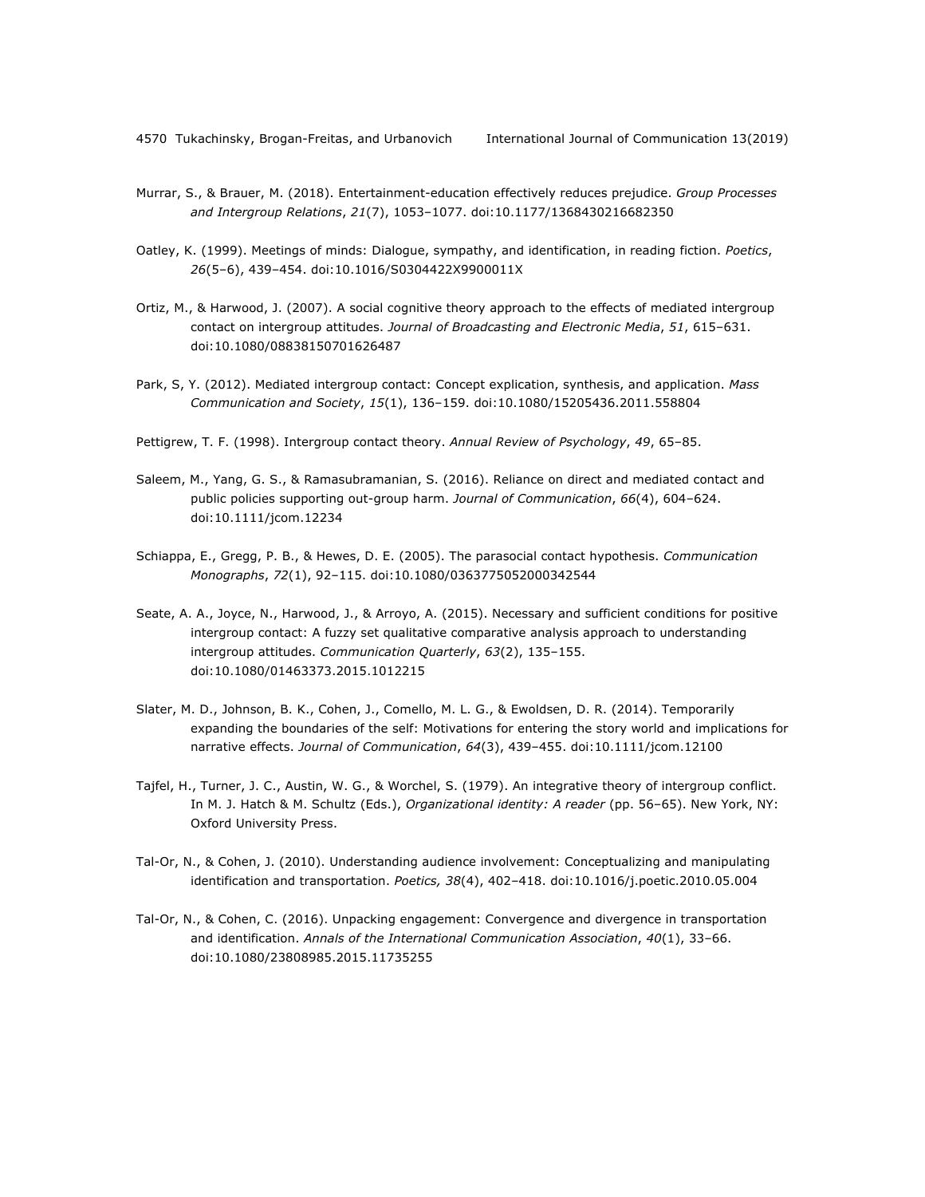Murrar, S., & Brauer, M. (2018). Entertainment-education effectively reduces prejudice. *Group Processes and Intergroup Relations*, *21*(7), 1053–1077. doi:10.1177/1368430216682350

Oatley, K. (1999). Meetings of minds: Dialogue, sympathy, and identification, in reading fiction. *Poetics*, *26*(5–6), 439–454. doi:10.1016/S0304422X9900011X

Ortiz, M., & Harwood, J. (2007). A social cognitive theory approach to the effects of mediated intergroup contact on intergroup attitudes. *Journal of Broadcasting and Electronic Media*, *51*, 615–631. doi:10.1080/08838150701626487

Park, S, Y. (2012). Mediated intergroup contact: Concept explication, synthesis, and application. *Mass Communication and Society*, *15*(1), 136–159. doi:10.1080/15205436.2011.558804

Pettigrew, T. F. (1998). Intergroup contact theory. *Annual Review of Psychology*, *49*, 65–85.

Saleem, M., Yang, G. S., & Ramasubramanian, S. (2016). Reliance on direct and mediated contact and public policies supporting out-group harm. *Journal of Communication*, *66*(4), 604–624. doi:10.1111/jcom.12234

Schiappa, E., Gregg, P. B., & Hewes, D. E. (2005). The parasocial contact hypothesis. *Communication Monographs*, *72*(1), 92–115. doi:10.1080/0363775052000342544

Seate, A. A., Joyce, N., Harwood, J., & Arroyo, A. (2015). Necessary and sufficient conditions for positive intergroup contact: A fuzzy set qualitative comparative analysis approach to understanding intergroup attitudes. *Communication Quarterly*, *63*(2), 135–155. doi:10.1080/01463373.2015.1012215

Slater, M. D., Johnson, B. K., Cohen, J., Comello, M. L. G., & Ewoldsen, D. R. (2014). Temporarily expanding the boundaries of the self: Motivations for entering the story world and implications for narrative effects. *Journal of Communication*, *64*(3), 439–455. doi:10.1111/jcom.12100

Tajfel, H., Turner, J. C., Austin, W. G., & Worchel, S. (1979). An integrative theory of intergroup conflict. In M. J. Hatch & M. Schultz (Eds.), *Organizational identity: A reader* (pp. 56–65). New York, NY: Oxford University Press.

Tal-Or, N., & Cohen, J. (2010). Understanding audience involvement: Conceptualizing and manipulating identification and transportation. *Poetics, 38*(4), 402–418. doi:10.1016/j.poetic.2010.05.004

Tal-Or, N., & Cohen, C. (2016). Unpacking engagement: Convergence and divergence in transportation and identification. *Annals of the International Communication Association*, *40*(1), 33–66. doi:10.1080/23808985.2015.11735255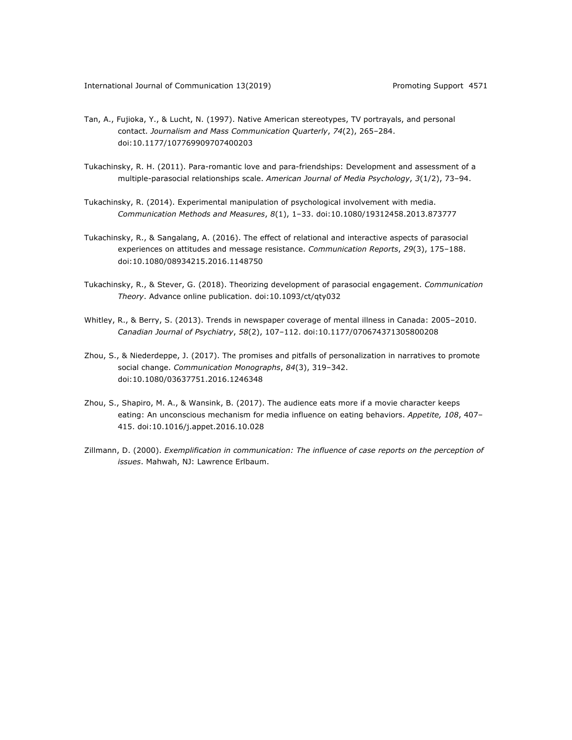Tan, A., Fujioka, Y., & Lucht, N. (1997). Native American stereotypes, TV portrayals, and personal contact. *Journalism and Mass Communication Quarterly*, *74*(2), 265–284. doi:10.1177/107769909707400203

Tukachinsky, R. H. (2011). Para-romantic love and para-friendships: Development and assessment of a multiple-parasocial relationships scale. *American Journal of Media Psychology*, *3*(1/2), 73–94.

Tukachinsky, R. (2014). Experimental manipulation of psychological involvement with media. *Communication Methods and Measures*, *8*(1), 1–33. doi:10.1080/19312458.2013.873777

Tukachinsky, R., & Sangalang, A. (2016). The effect of relational and interactive aspects of parasocial experiences on attitudes and message resistance. *Communication Reports*, *29*(3), 175–188. doi:10.1080/08934215.2016.1148750

Tukachinsky, R., & Stever, G. (2018). Theorizing development of parasocial engagement. *Communication Theory*. Advance online publication. doi:10.1093/ct/qty032

Whitley, R., & Berry, S. (2013). Trends in newspaper coverage of mental illness in Canada: 2005–2010. *Canadian Journal of Psychiatry*, *58*(2), 107–112. doi:10.1177/070674371305800208

Zhou, S., & Niederdeppe, J. (2017). The promises and pitfalls of personalization in narratives to promote social change. *Communication Monographs*, *84*(3), 319–342. doi:10.1080/03637751.2016.1246348

Zhou, S., Shapiro, M. A., & Wansink, B. (2017). The audience eats more if a movie character keeps eating: An unconscious mechanism for media influence on eating behaviors. *Appetite, 108*, 407–415. doi:10.1016/j.appet.2016.10.028

Zillmann, D. (2000). *Exemplification in communication: The influence of case reports on the perception of issues*. Mahwah, NJ: Lawrence Erlbaum.